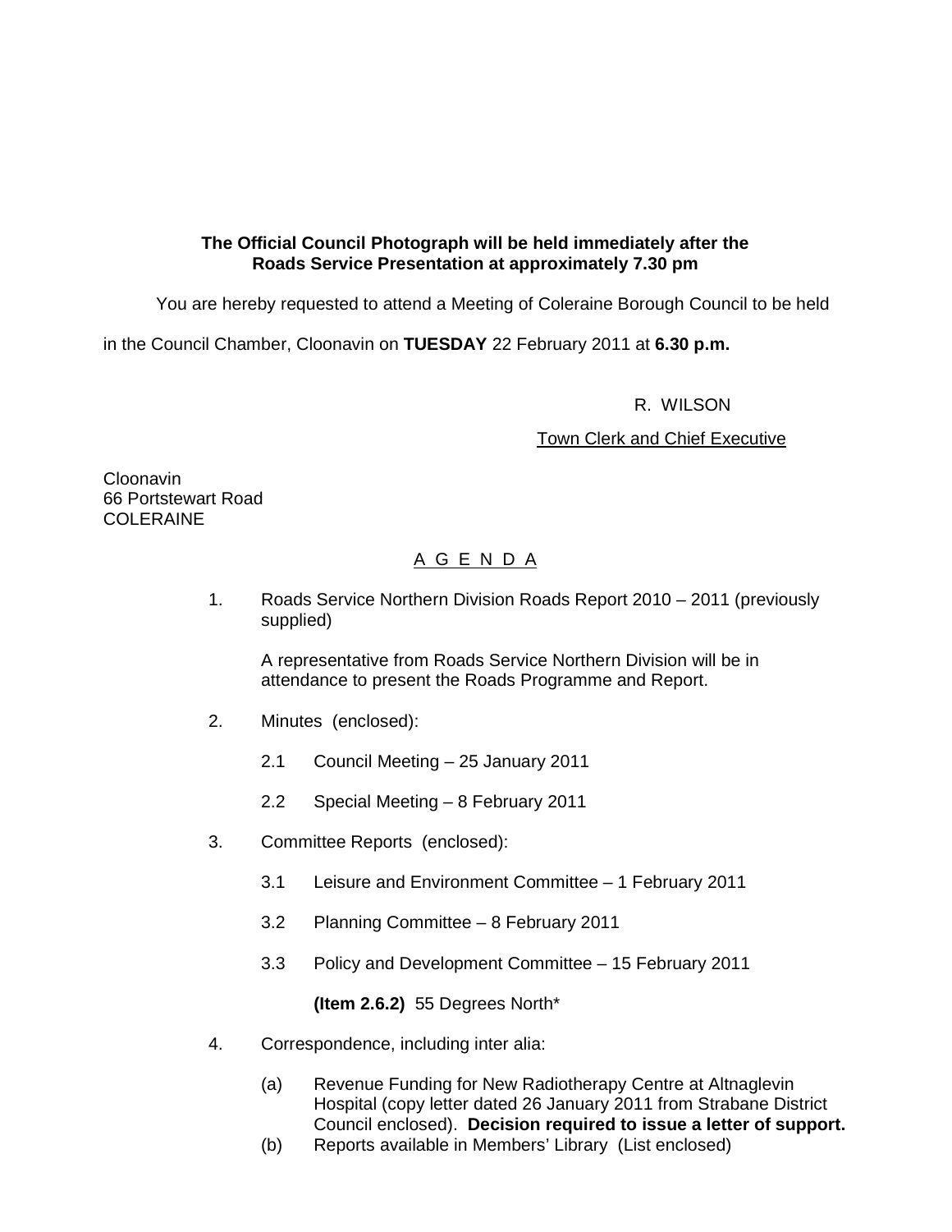**The Official Council Photograph will be held immediately after the Roads Service Presentation at approximately 7.30 pm**

You are hereby requested to attend a Meeting of Coleraine Borough Council to be held in the Council Chamber, Cloonavin on **TUESDAY** 22 February 2011 at **6.30 p.m.**

R. WILSON

Town Clerk and Chief Executive

Cloonavin
66 Portstewart Road
COLERAINE

## A G E N D A

1. Roads Service Northern Division Roads Report 2010 – 2011 (previously supplied)

   A representative from Roads Service Northern Division will be in attendance to present the Roads Programme and Report.

2. Minutes (enclosed):

   2.1 Council Meeting – 25 January 2011

   2.2 Special Meeting – 8 February 2011

3. Committee Reports (enclosed):

   3.1 Leisure and Environment Committee – 1 February 2011

   3.2 Planning Committee – 8 February 2011

   3.3 Policy and Development Committee – 15 February 2011

   **(Item 2.6.2)** 55 Degrees North*

4. Correspondence, including inter alia:

   (a) Revenue Funding for New Radiotherapy Centre at Altnaglevin Hospital (copy letter dated 26 January 2011 from Strabane District Council enclosed). **Decision required to issue a letter of support.**

   (b) Reports available in Members' Library (List enclosed)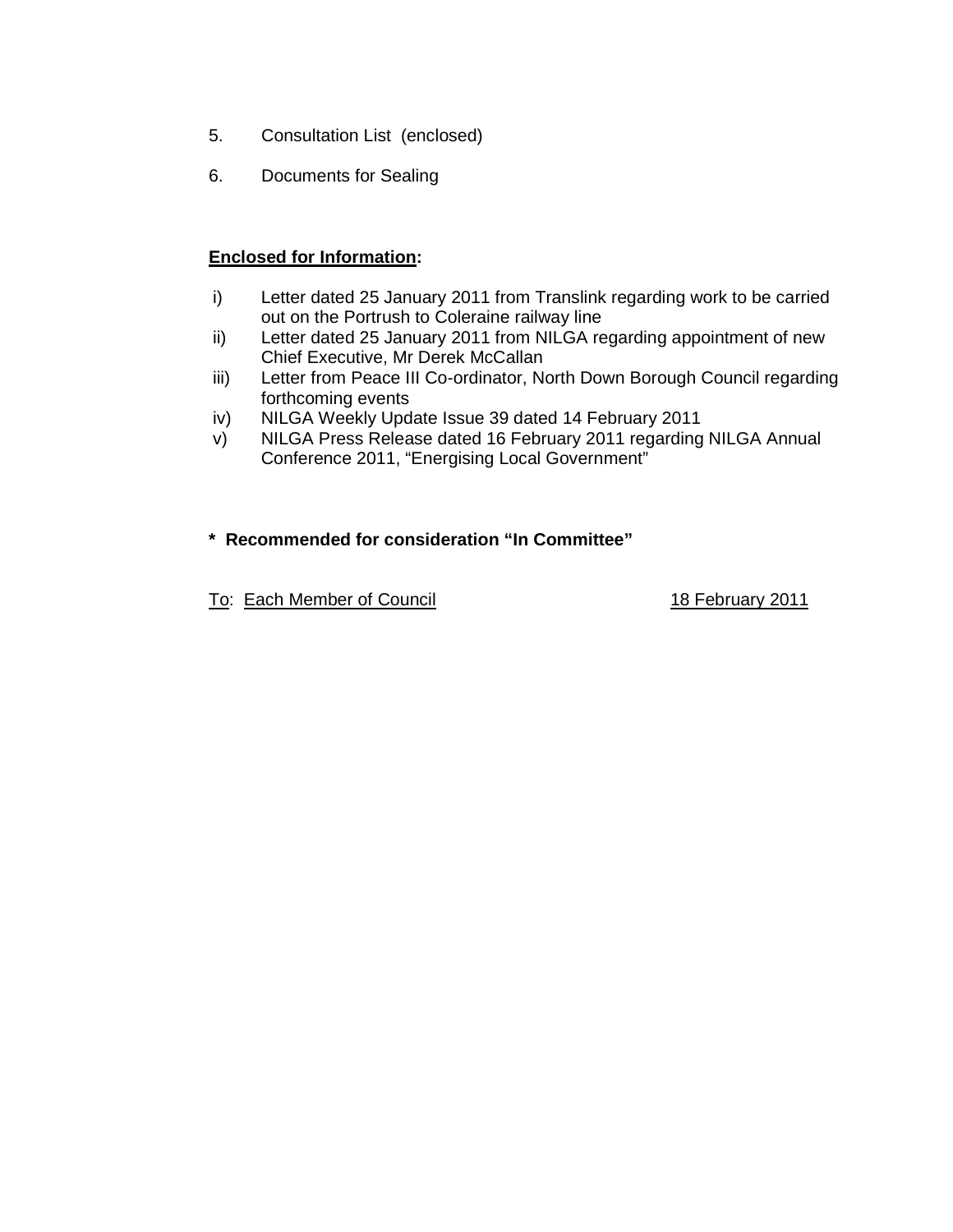5. Consultation List (enclosed)

6. Documents for Sealing

**Enclosed for Information:**

i) Letter dated 25 January 2011 from Translink regarding work to be carried out on the Portrush to Coleraine railway line

ii) Letter dated 25 January 2011 from NILGA regarding appointment of new Chief Executive, Mr Derek McCallan

iii) Letter from Peace III Co-ordinator, North Down Borough Council regarding forthcoming events

iv) NILGA Weekly Update Issue 39 dated 14 February 2011

v) NILGA Press Release dated 16 February 2011 regarding NILGA Annual Conference 2011, "Energising Local Government"

**\* Recommended for consideration "In Committee"**

To: Each Member of Council 18 February 2011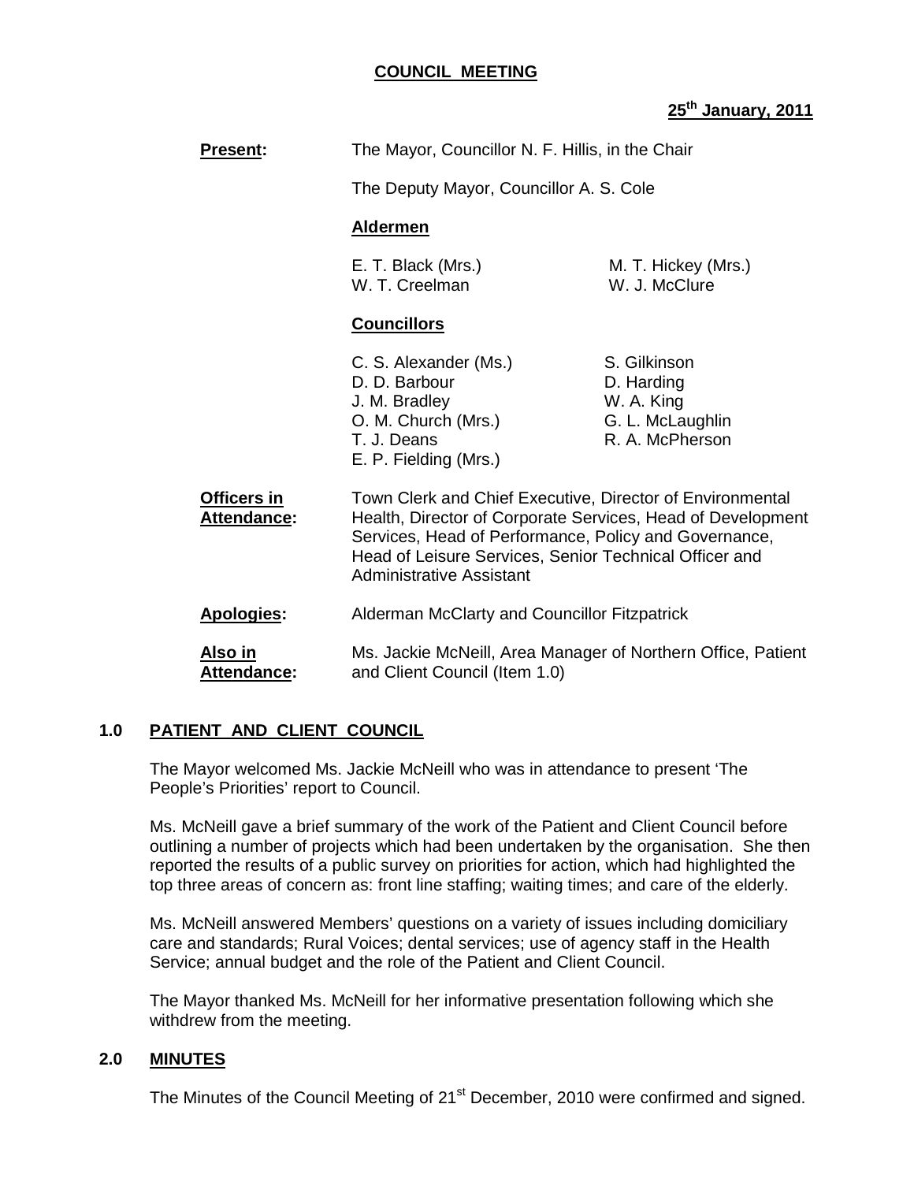**COUNCIL MEETING**

**25th January, 2011**

**Present:** The Mayor, Councillor N. F. Hillis, in the Chair

The Deputy Mayor, Councillor A. S. Cole

**Aldermen**

E. T. Black (Mrs.)
M. T. Hickey (Mrs.)
W. T. Creelman
W. J. McClure

**Councillors**

C. S. Alexander (Ms.)
D. D. Barbour
J. M. Bradley
O. M. Church (Mrs.)
T. J. Deans
E. P. Fielding (Mrs.)
S. Gilkinson
D. Harding
W. A. King
G. L. McLaughlin
R. A. McPherson

**Officers in Attendance:** Town Clerk and Chief Executive, Director of Environmental Health, Director of Corporate Services, Head of Development Services, Head of Performance, Policy and Governance, Head of Leisure Services, Senior Technical Officer and Administrative Assistant

**Apologies:** Alderman McClarty and Councillor Fitzpatrick

**Also in Attendance:** Ms. Jackie McNeill, Area Manager of Northern Office, Patient and Client Council (Item 1.0)

## 1.0 PATIENT AND CLIENT COUNCIL

The Mayor welcomed Ms. Jackie McNeill who was in attendance to present 'The People's Priorities' report to Council.

Ms. McNeill gave a brief summary of the work of the Patient and Client Council before outlining a number of projects which had been undertaken by the organisation. She then reported the results of a public survey on priorities for action, which had highlighted the top three areas of concern as: front line staffing; waiting times; and care of the elderly.

Ms. McNeill answered Members' questions on a variety of issues including domiciliary care and standards; Rural Voices; dental services; use of agency staff in the Health Service; annual budget and the role of the Patient and Client Council.

The Mayor thanked Ms. McNeill for her informative presentation following which she withdrew from the meeting.

## 2.0 MINUTES

The Minutes of the Council Meeting of 21st December, 2010 were confirmed and signed.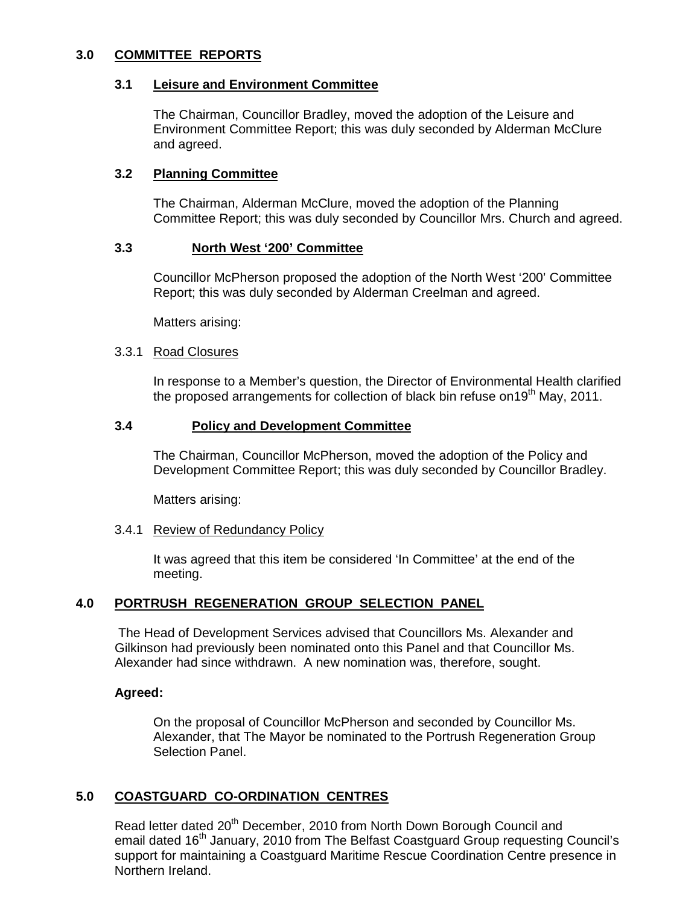## 3.0 COMMITTEE REPORTS

### 3.1 Leisure and Environment Committee

The Chairman, Councillor Bradley, moved the adoption of the Leisure and Environment Committee Report; this was duly seconded by Alderman McClure and agreed.

### 3.2 Planning Committee

The Chairman, Alderman McClure, moved the adoption of the Planning Committee Report; this was duly seconded by Councillor Mrs. Church and agreed.

### 3.3 North West '200' Committee

Councillor McPherson proposed the adoption of the North West '200' Committee Report; this was duly seconded by Alderman Creelman and agreed.

Matters arising:

3.3.1 Road Closures

In response to a Member's question, the Director of Environmental Health clarified the proposed arrangements for collection of black bin refuse on19th May, 2011.

### 3.4 Policy and Development Committee

The Chairman, Councillor McPherson, moved the adoption of the Policy and Development Committee Report; this was duly seconded by Councillor Bradley.

Matters arising:

3.4.1 Review of Redundancy Policy

It was agreed that this item be considered 'In Committee' at the end of the meeting.

## 4.0 PORTRUSH REGENERATION GROUP SELECTION PANEL

The Head of Development Services advised that Councillors Ms. Alexander and Gilkinson had previously been nominated onto this Panel and that Councillor Ms. Alexander had since withdrawn. A new nomination was, therefore, sought.

**Agreed:**

On the proposal of Councillor McPherson and seconded by Councillor Ms. Alexander, that The Mayor be nominated to the Portrush Regeneration Group Selection Panel.

## 5.0 COASTGUARD CO-ORDINATION CENTRES

Read letter dated 20th December, 2010 from North Down Borough Council and email dated 16th January, 2010 from The Belfast Coastguard Group requesting Council's support for maintaining a Coastguard Maritime Rescue Coordination Centre presence in Northern Ireland.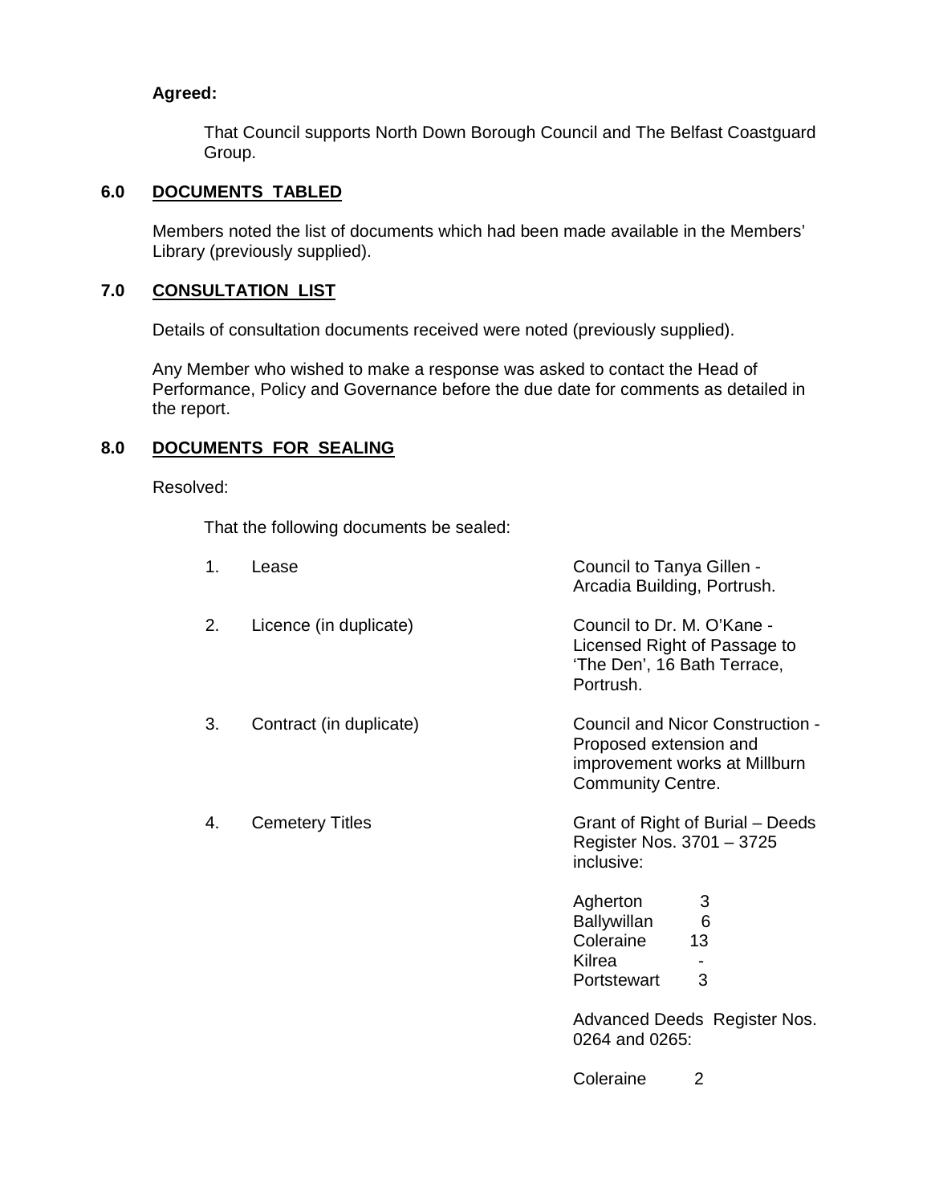**Agreed:**

That Council supports North Down Borough Council and The Belfast Coastguard Group.

## 6.0 DOCUMENTS TABLED

Members noted the list of documents which had been made available in the Members' Library (previously supplied).

## 7.0 CONSULTATION LIST

Details of consultation documents received were noted (previously supplied).

Any Member who wished to make a response was asked to contact the Head of Performance, Policy and Governance before the due date for comments as detailed in the report.

## 8.0 DOCUMENTS FOR SEALING

Resolved:

That the following documents be sealed:

| | | |
|---|---|---|
| 1. | Lease | Council to Tanya Gillen - Arcadia Building, Portrush. |
| 2. | Licence (in duplicate) | Council to Dr. M. O'Kane - Licensed Right of Passage to 'The Den', 16 Bath Terrace, Portrush. |
| 3. | Contract (in duplicate) | Council and Nicor Construction - Proposed extension and improvement works at Millburn Community Centre. |
| 4. | Cemetery Titles | Grant of Right of Burial – Deeds Register Nos. 3701 – 3725 inclusive: |

| | |
|---|---|
| Agherton | 3 |
| Ballywillan | 6 |
| Coleraine | 13 |
| Kilrea | - |
| Portstewart | 3 |

Advanced Deeds Register Nos. 0264 and 0265:

| | |
|---|---|
| Coleraine | 2 |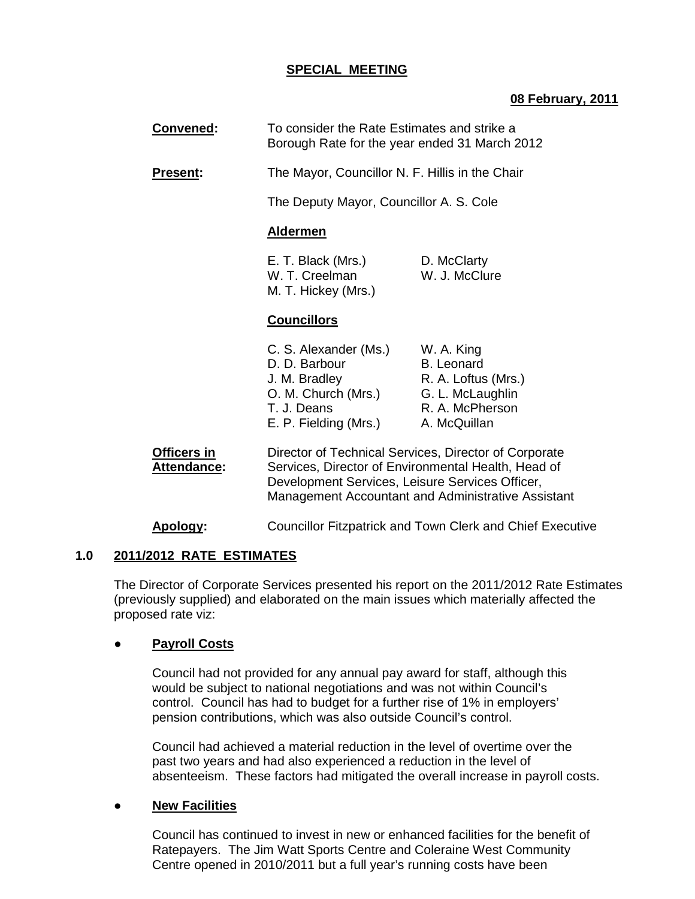## SPECIAL MEETING

**08 February, 2011**

**Convened:** To consider the Rate Estimates and strike a Borough Rate for the year ended 31 March 2012

**Present:** The Mayor, Councillor N. F. Hillis in the Chair

The Deputy Mayor, Councillor A. S. Cole

**Aldermen**

| | |
|---|---|
| E. T. Black (Mrs.) | D. McClarty |
| W. T. Creelman | W. J. McClure |
| M. T. Hickey (Mrs.) | |

**Councillors**

| | |
|---|---|
| C. S. Alexander (Ms.) | W. A. King |
| D. D. Barbour | B. Leonard |
| J. M. Bradley | R. A. Loftus (Mrs.) |
| O. M. Church (Mrs.) | G. L. McLaughlin |
| T. J. Deans | R. A. McPherson |
| E. P. Fielding (Mrs.) | A. McQuillan |

**Officers in Attendance:** Director of Technical Services, Director of Corporate Services, Director of Environmental Health, Head of Development Services, Leisure Services Officer, Management Accountant and Administrative Assistant

**Apology:** Councillor Fitzpatrick and Town Clerk and Chief Executive

### 1.0 2011/2012 RATE ESTIMATES

The Director of Corporate Services presented his report on the 2011/2012 Rate Estimates (previously supplied) and elaborated on the main issues which materially affected the proposed rate viz:

- **Payroll Costs**

  Council had not provided for any annual pay award for staff, although this would be subject to national negotiations and was not within Council's control. Council has had to budget for a further rise of 1% in employers' pension contributions, which was also outside Council's control.

  Council had achieved a material reduction in the level of overtime over the past two years and had also experienced a reduction in the level of absenteeism. These factors had mitigated the overall increase in payroll costs.

- **New Facilities**

  Council has continued to invest in new or enhanced facilities for the benefit of Ratepayers. The Jim Watt Sports Centre and Coleraine West Community Centre opened in 2010/2011 but a full year's running costs have been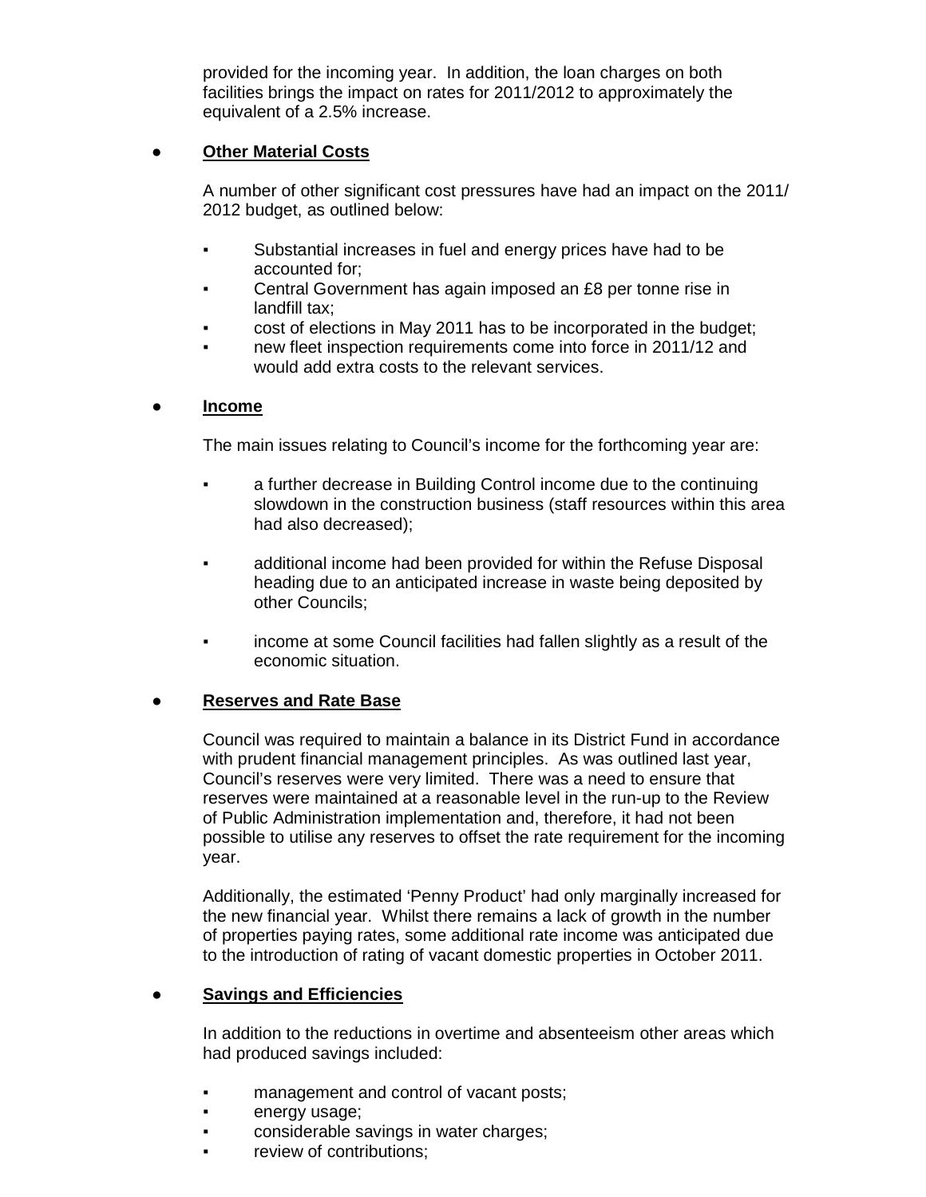provided for the incoming year. In addition, the loan charges on both facilities brings the impact on rates for 2011/2012 to approximately the equivalent of a 2.5% increase.

- **Other Material Costs**

  A number of other significant cost pressures have had an impact on the 2011/2012 budget, as outlined below:

  - Substantial increases in fuel and energy prices have had to be accounted for;
  - Central Government has again imposed an £8 per tonne rise in landfill tax;
  - cost of elections in May 2011 has to be incorporated in the budget;
  - new fleet inspection requirements come into force in 2011/12 and would add extra costs to the relevant services.

- **Income**

  The main issues relating to Council's income for the forthcoming year are:

  - a further decrease in Building Control income due to the continuing slowdown in the construction business (staff resources within this area had also decreased);
  - additional income had been provided for within the Refuse Disposal heading due to an anticipated increase in waste being deposited by other Councils;
  - income at some Council facilities had fallen slightly as a result of the economic situation.

- **Reserves and Rate Base**

  Council was required to maintain a balance in its District Fund in accordance with prudent financial management principles. As was outlined last year, Council's reserves were very limited. There was a need to ensure that reserves were maintained at a reasonable level in the run-up to the Review of Public Administration implementation and, therefore, it had not been possible to utilise any reserves to offset the rate requirement for the incoming year.

  Additionally, the estimated 'Penny Product' had only marginally increased for the new financial year. Whilst there remains a lack of growth in the number of properties paying rates, some additional rate income was anticipated due to the introduction of rating of vacant domestic properties in October 2011.

- **Savings and Efficiencies**

  In addition to the reductions in overtime and absenteeism other areas which had produced savings included:

  - management and control of vacant posts;
  - energy usage;
  - considerable savings in water charges;
  - review of contributions;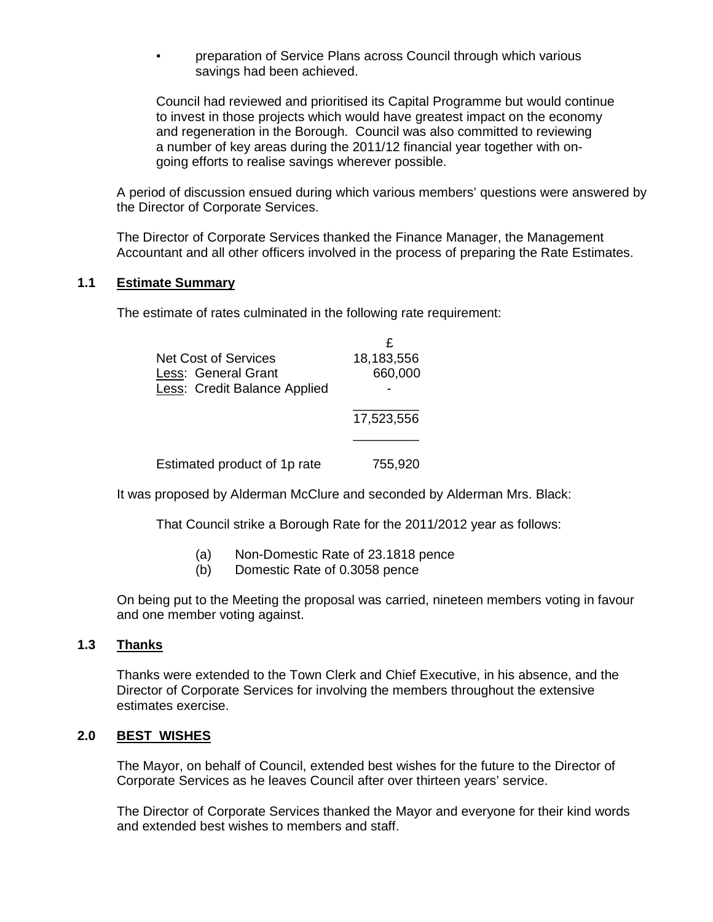- preparation of Service Plans across Council through which various savings had been achieved.

Council had reviewed and prioritised its Capital Programme but would continue to invest in those projects which would have greatest impact on the economy and regeneration in the Borough. Council was also committed to reviewing a number of key areas during the 2011/12 financial year together with on-going efforts to realise savings wherever possible.

A period of discussion ensued during which various members' questions were answered by the Director of Corporate Services.

The Director of Corporate Services thanked the Finance Manager, the Management Accountant and all other officers involved in the process of preparing the Rate Estimates.

## 1.1 Estimate Summary

The estimate of rates culminated in the following rate requirement:

| | £ |
|---|---|
| Net Cost of Services | 18,183,556 |
| Less: General Grant | 660,000 |
| Less: Credit Balance Applied | - |
| | 17,523,556 |
| Estimated product of 1p rate | 755,920 |

It was proposed by Alderman McClure and seconded by Alderman Mrs. Black:

That Council strike a Borough Rate for the 2011/2012 year as follows:

(a) Non-Domestic Rate of 23.1818 pence
(b) Domestic Rate of 0.3058 pence

On being put to the Meeting the proposal was carried, nineteen members voting in favour and one member voting against.

## 1.3 Thanks

Thanks were extended to the Town Clerk and Chief Executive, in his absence, and the Director of Corporate Services for involving the members throughout the extensive estimates exercise.

## 2.0 BEST WISHES

The Mayor, on behalf of Council, extended best wishes for the future to the Director of Corporate Services as he leaves Council after over thirteen years' service.

The Director of Corporate Services thanked the Mayor and everyone for their kind words and extended best wishes to members and staff.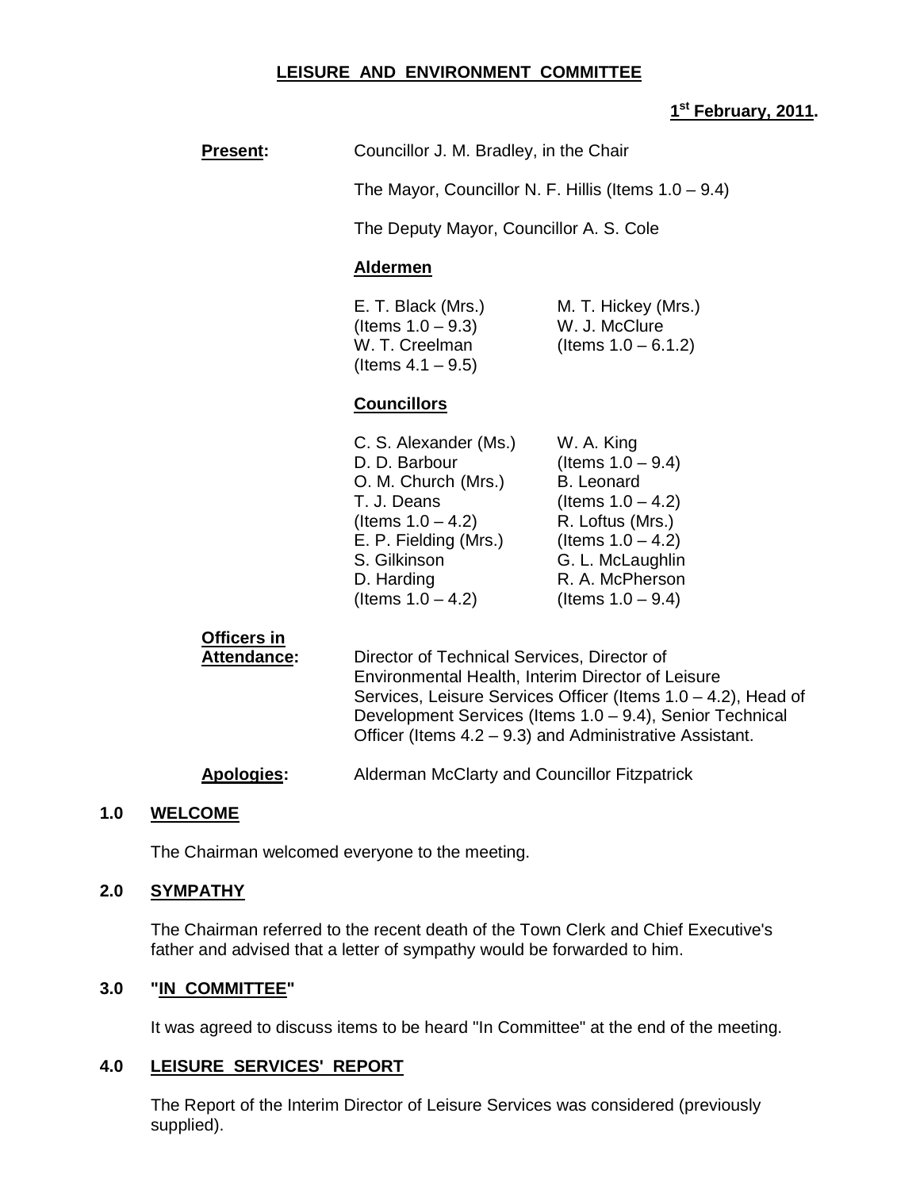# LEISURE AND ENVIRONMENT COMMITTEE

**1st February, 2011.**

**Present:** Councillor J. M. Bradley, in the Chair

The Mayor, Councillor N. F. Hillis (Items 1.0 – 9.4)

The Deputy Mayor, Councillor A. S. Cole

**Aldermen**

E. T. Black (Mrs.) (Items 1.0 – 9.3)
W. T. Creelman (Items 4.1 – 9.5)
M. T. Hickey (Mrs.)
W. J. McClure (Items 1.0 – 6.1.2)

**Councillors**

C. S. Alexander (Ms.)
D. D. Barbour
O. M. Church (Mrs.)
T. J. Deans (Items 1.0 – 4.2)
E. P. Fielding (Mrs.)
S. Gilkinson
D. Harding (Items 1.0 – 4.2)
W. A. King (Items 1.0 – 9.4)
B. Leonard (Items 1.0 – 4.2)
R. Loftus (Mrs.) (Items 1.0 – 4.2)
G. L. McLaughlin
R. A. McPherson (Items 1.0 – 9.4)

**Officers in Attendance:** Director of Technical Services, Director of Environmental Health, Interim Director of Leisure Services, Leisure Services Officer (Items 1.0 – 4.2), Head of Development Services (Items 1.0 – 9.4), Senior Technical Officer (Items 4.2 – 9.3) and Administrative Assistant.

**Apologies:** Alderman McClarty and Councillor Fitzpatrick

## 1.0 WELCOME

The Chairman welcomed everyone to the meeting.

## 2.0 SYMPATHY

The Chairman referred to the recent death of the Town Clerk and Chief Executive's father and advised that a letter of sympathy would be forwarded to him.

## 3.0 "IN COMMITTEE"

It was agreed to discuss items to be heard "In Committee" at the end of the meeting.

## 4.0 LEISURE SERVICES' REPORT

The Report of the Interim Director of Leisure Services was considered (previously supplied).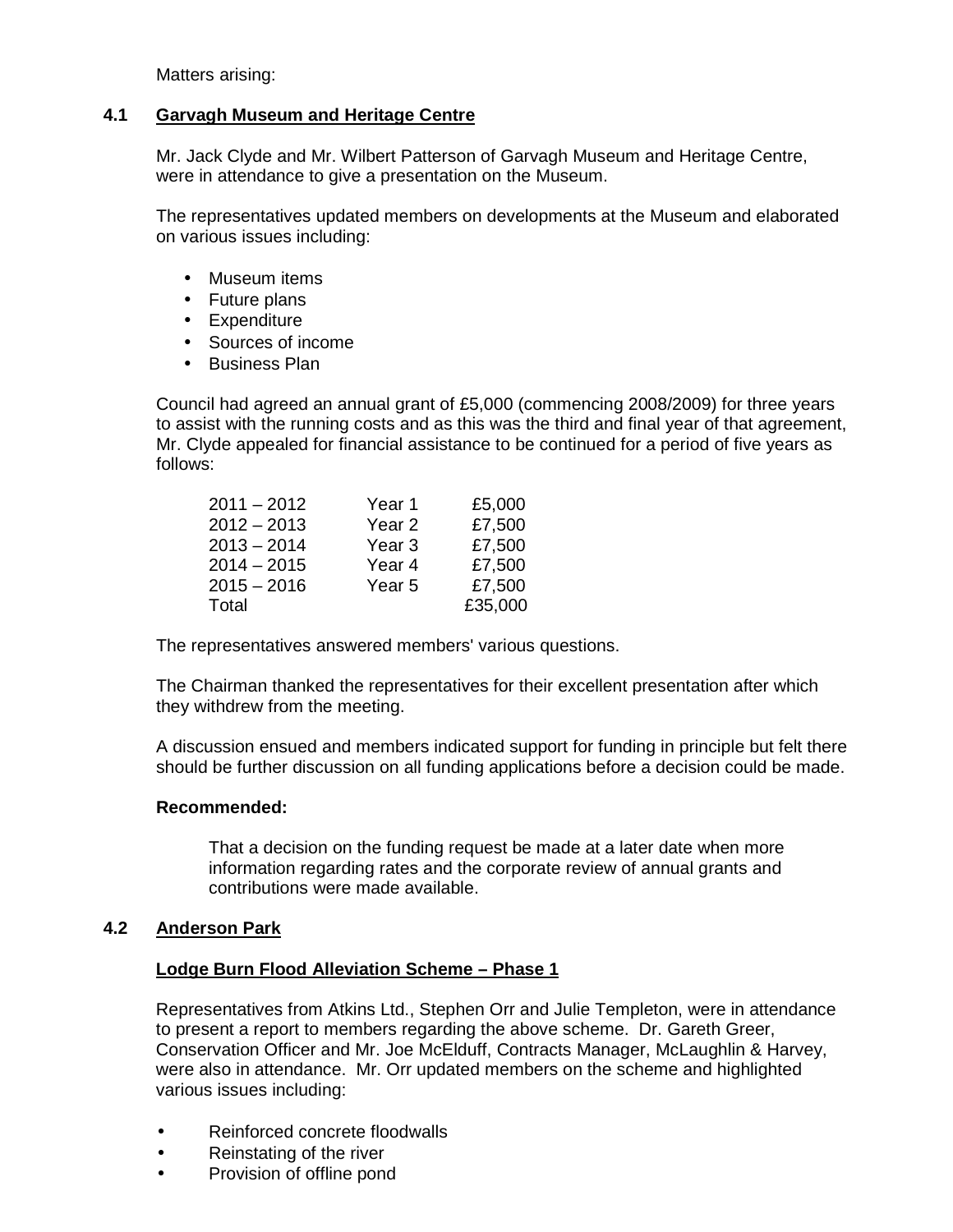Matters arising:

## 4.1 Garvagh Museum and Heritage Centre

Mr. Jack Clyde and Mr. Wilbert Patterson of Garvagh Museum and Heritage Centre, were in attendance to give a presentation on the Museum.

The representatives updated members on developments at the Museum and elaborated on various issues including:

- Museum items
- Future plans
- Expenditure
- Sources of income
- Business Plan

Council had agreed an annual grant of £5,000 (commencing 2008/2009) for three years to assist with the running costs and as this was the third and final year of that agreement, Mr. Clyde appealed for financial assistance to be continued for a period of five years as follows:

| | | |
|---|---|---|
| 2011 – 2012 | Year 1 | £5,000 |
| 2012 – 2013 | Year 2 | £7,500 |
| 2013 – 2014 | Year 3 | £7,500 |
| 2014 – 2015 | Year 4 | £7,500 |
| 2015 – 2016 | Year 5 | £7,500 |
| Total | | £35,000 |

The representatives answered members' various questions.

The Chairman thanked the representatives for their excellent presentation after which they withdrew from the meeting.

A discussion ensued and members indicated support for funding in principle but felt there should be further discussion on all funding applications before a decision could be made.

**Recommended:**

That a decision on the funding request be made at a later date when more information regarding rates and the corporate review of annual grants and contributions were made available.

## 4.2 Anderson Park

### Lodge Burn Flood Alleviation Scheme – Phase 1

Representatives from Atkins Ltd., Stephen Orr and Julie Templeton, were in attendance to present a report to members regarding the above scheme. Dr. Gareth Greer, Conservation Officer and Mr. Joe McElduff, Contracts Manager, McLaughlin & Harvey, were also in attendance. Mr. Orr updated members on the scheme and highlighted various issues including:

- Reinforced concrete floodwalls
- Reinstating of the river
- Provision of offline pond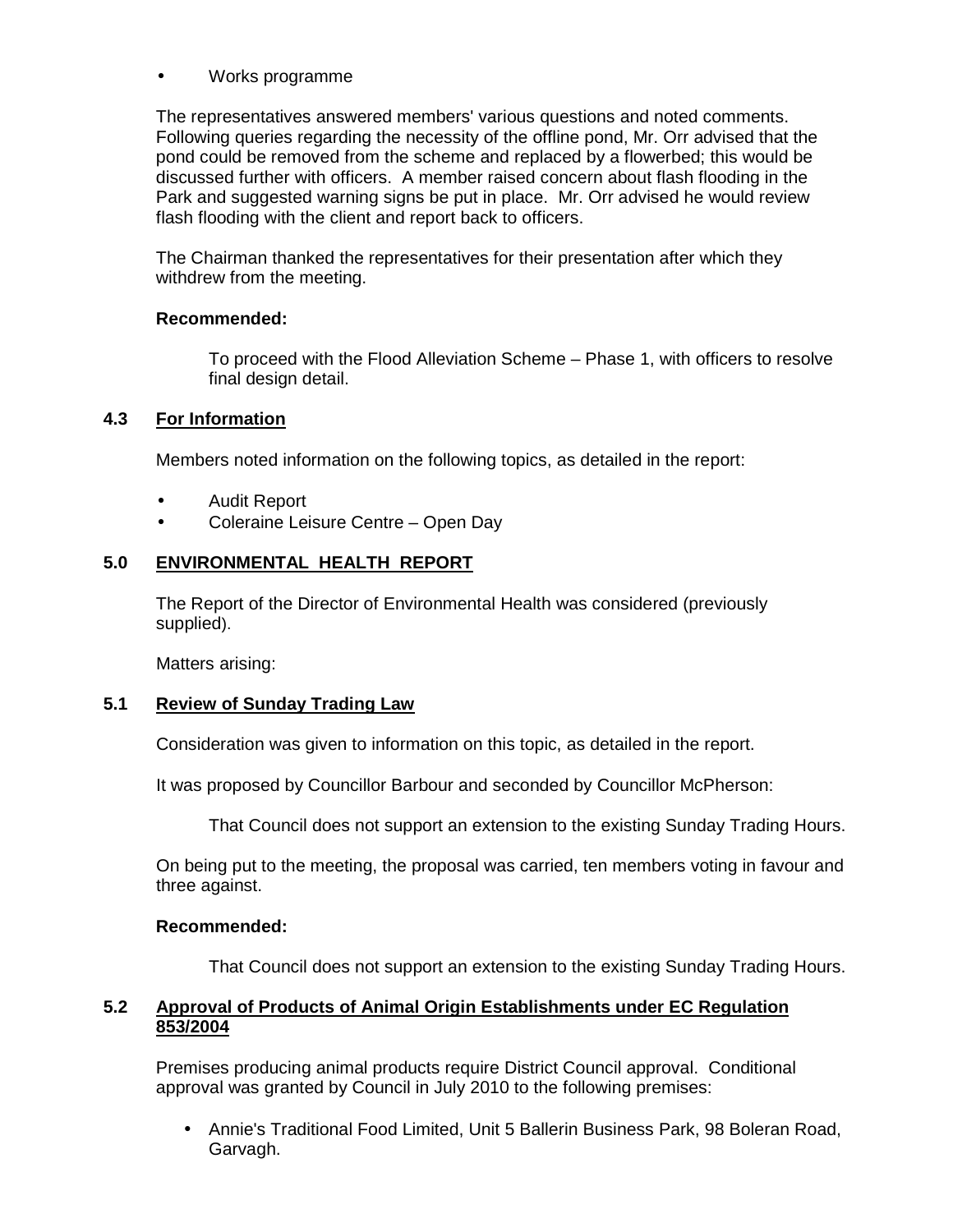- Works programme

The representatives answered members' various questions and noted comments. Following queries regarding the necessity of the offline pond, Mr. Orr advised that the pond could be removed from the scheme and replaced by a flowerbed; this would be discussed further with officers. A member raised concern about flash flooding in the Park and suggested warning signs be put in place. Mr. Orr advised he would review flash flooding with the client and report back to officers.

The Chairman thanked the representatives for their presentation after which they withdrew from the meeting.

**Recommended:**

To proceed with the Flood Alleviation Scheme – Phase 1, with officers to resolve final design detail.

### 4.3 For Information

Members noted information on the following topics, as detailed in the report:

- Audit Report
- Coleraine Leisure Centre – Open Day

## 5.0 ENVIRONMENTAL HEALTH REPORT

The Report of the Director of Environmental Health was considered (previously supplied).

Matters arising:

### 5.1 Review of Sunday Trading Law

Consideration was given to information on this topic, as detailed in the report.

It was proposed by Councillor Barbour and seconded by Councillor McPherson:

That Council does not support an extension to the existing Sunday Trading Hours.

On being put to the meeting, the proposal was carried, ten members voting in favour and three against.

**Recommended:**

That Council does not support an extension to the existing Sunday Trading Hours.

### 5.2 Approval of Products of Animal Origin Establishments under EC Regulation 853/2004

Premises producing animal products require District Council approval. Conditional approval was granted by Council in July 2010 to the following premises:

- Annie's Traditional Food Limited, Unit 5 Ballerin Business Park, 98 Boleran Road, Garvagh.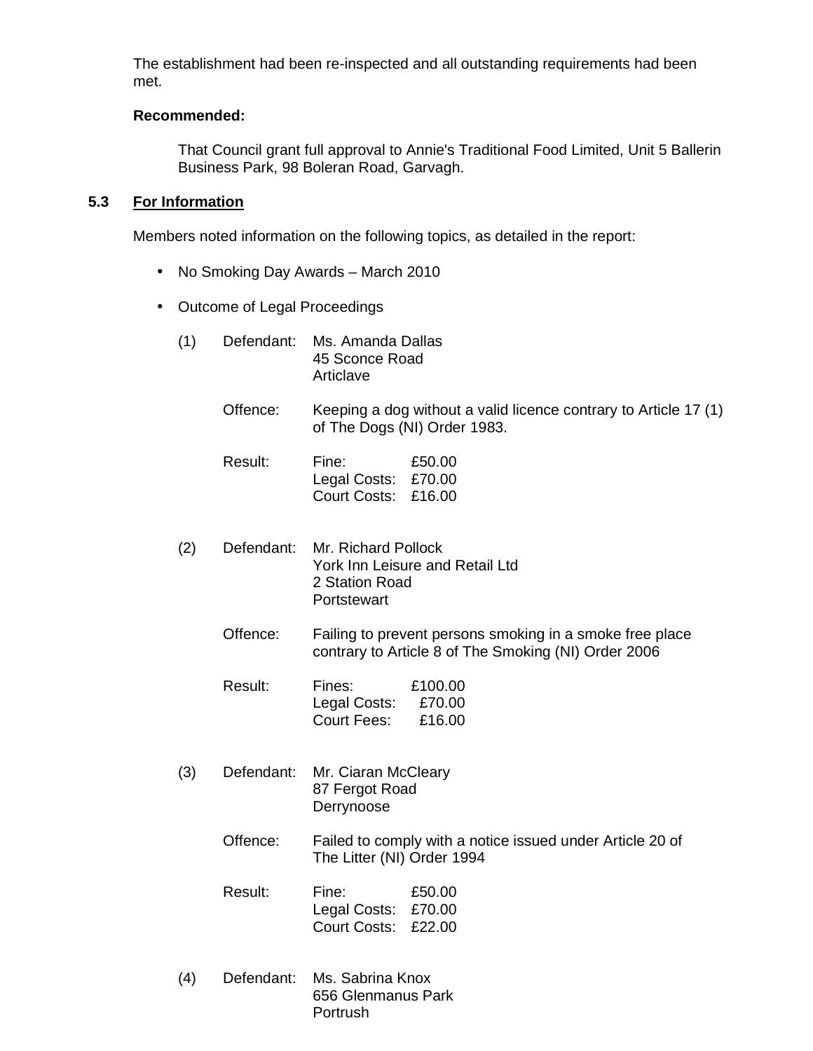The establishment had been re-inspected and all outstanding requirements had been met.

**Recommended:**

That Council grant full approval to Annie's Traditional Food Limited, Unit 5 Ballerin Business Park, 98 Boleran Road, Garvagh.

### 5.3 For Information

Members noted information on the following topics, as detailed in the report:

- No Smoking Day Awards – March 2010
- Outcome of Legal Proceedings

(1) Defendant: Ms. Amanda Dallas
45 Sconce Road
Articlave

Offence: Keeping a dog without a valid licence contrary to Article 17 (1) of The Dogs (NI) Order 1983.

Result: Fine: £50.00
Legal Costs: £70.00
Court Costs: £16.00

(2) Defendant: Mr. Richard Pollock
York Inn Leisure and Retail Ltd
2 Station Road
Portstewart

Offence: Failing to prevent persons smoking in a smoke free place contrary to Article 8 of The Smoking (NI) Order 2006

Result: Fines: £100.00
Legal Costs: £70.00
Court Fees: £16.00

(3) Defendant: Mr. Ciaran McCleary
87 Fergot Road
Derrynoose

Offence: Failed to comply with a notice issued under Article 20 of The Litter (NI) Order 1994

Result: Fine: £50.00
Legal Costs: £70.00
Court Costs: £22.00

(4) Defendant: Ms. Sabrina Knox
656 Glenmanus Park
Portrush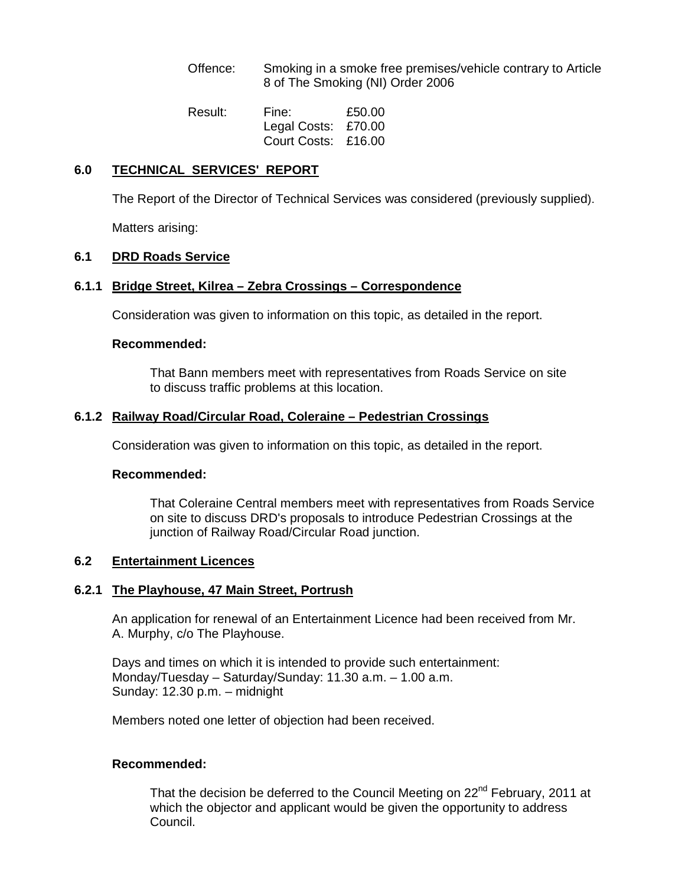Offence: Smoking in a smoke free premises/vehicle contrary to Article 8 of The Smoking (NI) Order 2006

Result: Fine: £50.00
Legal Costs: £70.00
Court Costs: £16.00

## 6.0 TECHNICAL SERVICES' REPORT

The Report of the Director of Technical Services was considered (previously supplied).

Matters arising:

### 6.1 DRD Roads Service

#### 6.1.1 Bridge Street, Kilrea – Zebra Crossings – Correspondence

Consideration was given to information on this topic, as detailed in the report.

**Recommended:**

That Bann members meet with representatives from Roads Service on site to discuss traffic problems at this location.

#### 6.1.2 Railway Road/Circular Road, Coleraine – Pedestrian Crossings

Consideration was given to information on this topic, as detailed in the report.

**Recommended:**

That Coleraine Central members meet with representatives from Roads Service on site to discuss DRD's proposals to introduce Pedestrian Crossings at the junction of Railway Road/Circular Road junction.

### 6.2 Entertainment Licences

#### 6.2.1 The Playhouse, 47 Main Street, Portrush

An application for renewal of an Entertainment Licence had been received from Mr. A. Murphy, c/o The Playhouse.

Days and times on which it is intended to provide such entertainment:
Monday/Tuesday – Saturday/Sunday: 11.30 a.m. – 1.00 a.m.
Sunday: 12.30 p.m. – midnight

Members noted one letter of objection had been received.

**Recommended:**

That the decision be deferred to the Council Meeting on 22nd February, 2011 at which the objector and applicant would be given the opportunity to address Council.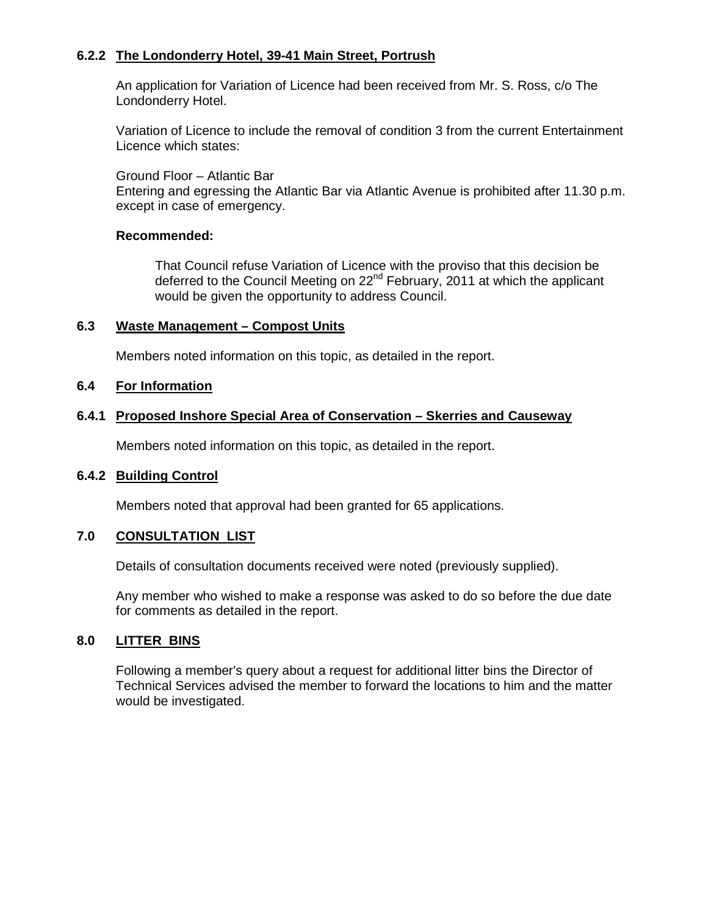### 6.2.2 The Londonderry Hotel, 39-41 Main Street, Portrush

An application for Variation of Licence had been received from Mr. S. Ross, c/o The Londonderry Hotel.

Variation of Licence to include the removal of condition 3 from the current Entertainment Licence which states:

Ground Floor – Atlantic Bar
Entering and egressing the Atlantic Bar via Atlantic Avenue is prohibited after 11.30 p.m. except in case of emergency.

**Recommended:**

> That Council refuse Variation of Licence with the proviso that this decision be deferred to the Council Meeting on 22nd February, 2011 at which the applicant would be given the opportunity to address Council.

### 6.3 Waste Management – Compost Units

Members noted information on this topic, as detailed in the report.

### 6.4 For Information

### 6.4.1 Proposed Inshore Special Area of Conservation – Skerries and Causeway

Members noted information on this topic, as detailed in the report.

### 6.4.2 Building Control

Members noted that approval had been granted for 65 applications.

## 7.0 CONSULTATION LIST

Details of consultation documents received were noted (previously supplied).

Any member who wished to make a response was asked to do so before the due date for comments as detailed in the report.

## 8.0 LITTER BINS

Following a member's query about a request for additional litter bins the Director of Technical Services advised the member to forward the locations to him and the matter would be investigated.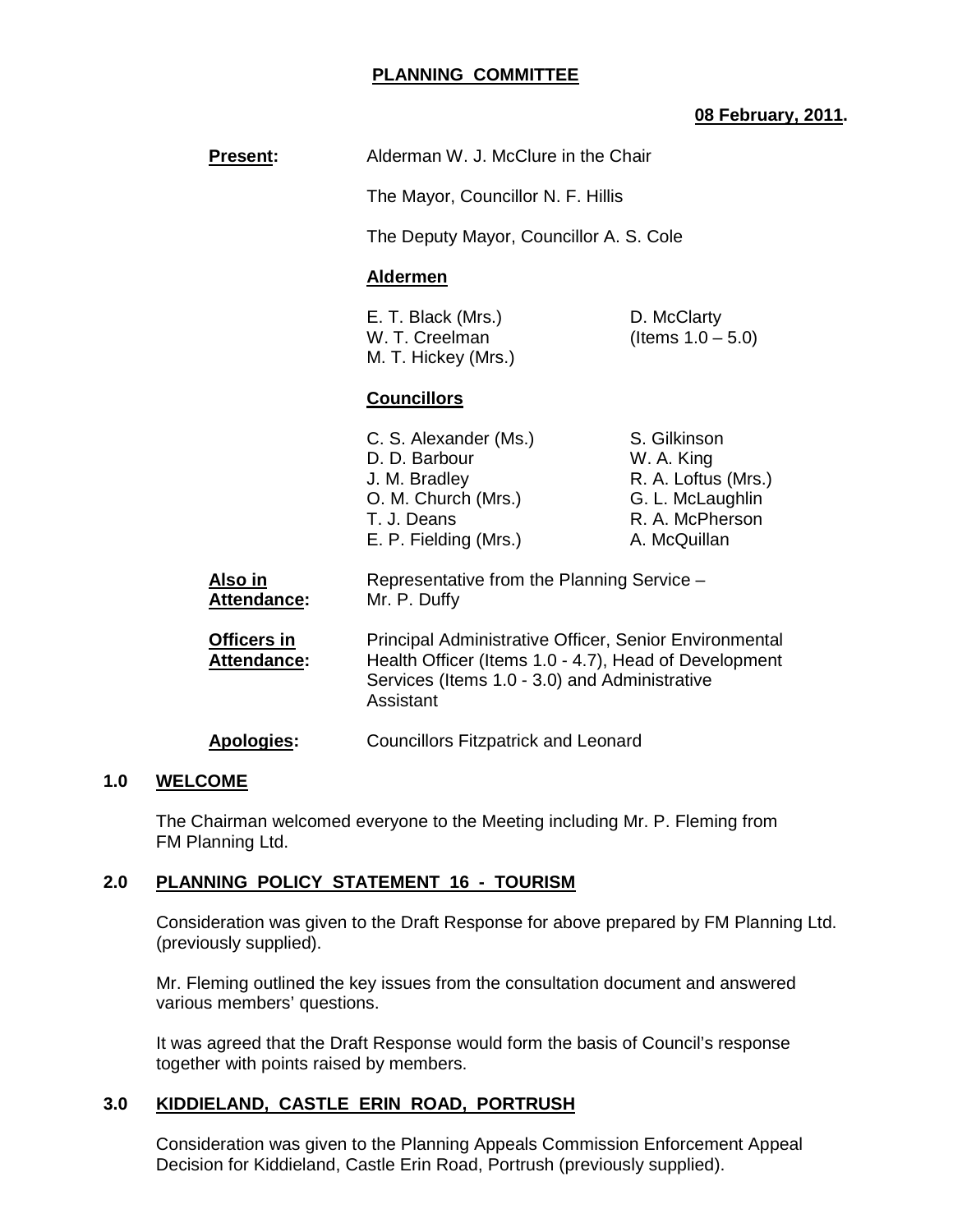**PLANNING COMMITTEE**

**08 February, 2011.**

**Present:** Alderman W. J. McClure in the Chair

The Mayor, Councillor N. F. Hillis

The Deputy Mayor, Councillor A. S. Cole

**Aldermen**

E. T. Black (Mrs.)
W. T. Creelman
M. T. Hickey (Mrs.)
D. McClarty (Items 1.0 – 5.0)

**Councillors**

C. S. Alexander (Ms.)
D. D. Barbour
J. M. Bradley
O. M. Church (Mrs.)
T. J. Deans
E. P. Fielding (Mrs.)
S. Gilkinson
W. A. King
R. A. Loftus (Mrs.)
G. L. McLaughlin
R. A. McPherson
A. McQuillan

**Also in Attendance:** Representative from the Planning Service – Mr. P. Duffy

**Officers in Attendance:** Principal Administrative Officer, Senior Environmental Health Officer (Items 1.0 - 4.7), Head of Development Services (Items 1.0 - 3.0) and Administrative Assistant

**Apologies:** Councillors Fitzpatrick and Leonard

## 1.0 WELCOME

The Chairman welcomed everyone to the Meeting including Mr. P. Fleming from FM Planning Ltd.

## 2.0 PLANNING POLICY STATEMENT 16 - TOURISM

Consideration was given to the Draft Response for above prepared by FM Planning Ltd. (previously supplied).

Mr. Fleming outlined the key issues from the consultation document and answered various members' questions.

It was agreed that the Draft Response would form the basis of Council's response together with points raised by members.

## 3.0 KIDDIELAND, CASTLE ERIN ROAD, PORTRUSH

Consideration was given to the Planning Appeals Commission Enforcement Appeal Decision for Kiddieland, Castle Erin Road, Portrush (previously supplied).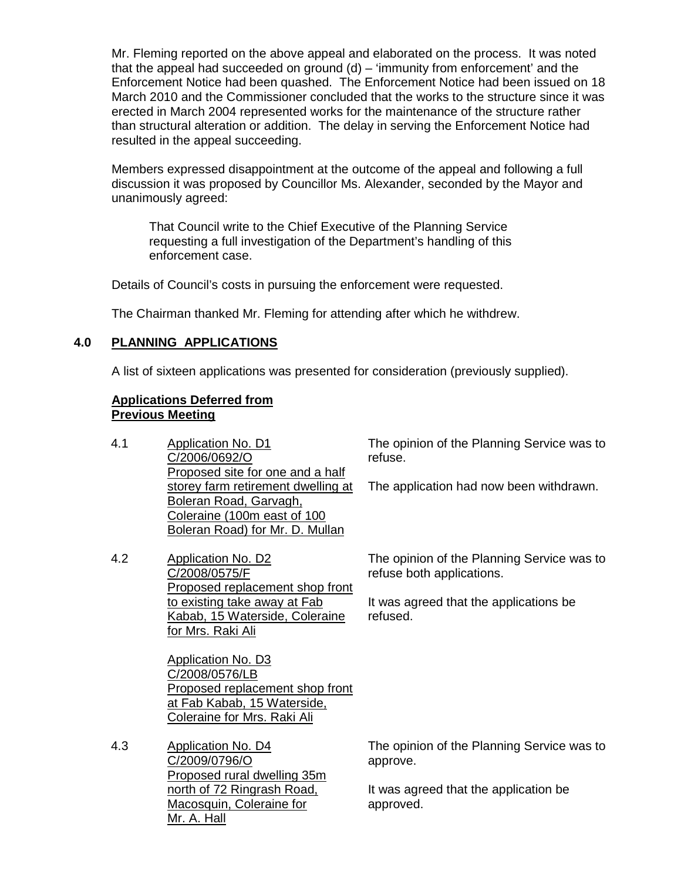Mr. Fleming reported on the above appeal and elaborated on the process. It was noted that the appeal had succeeded on ground (d) – 'immunity from enforcement' and the Enforcement Notice had been quashed. The Enforcement Notice had been issued on 18 March 2010 and the Commissioner concluded that the works to the structure since it was erected in March 2004 represented works for the maintenance of the structure rather than structural alteration or addition. The delay in serving the Enforcement Notice had resulted in the appeal succeeding.

Members expressed disappointment at the outcome of the appeal and following a full discussion it was proposed by Councillor Ms. Alexander, seconded by the Mayor and unanimously agreed:

> That Council write to the Chief Executive of the Planning Service requesting a full investigation of the Department's handling of this enforcement case.

Details of Council's costs in pursuing the enforcement were requested.

The Chairman thanked Mr. Fleming for attending after which he withdrew.

## 4.0 PLANNING APPLICATIONS

A list of sixteen applications was presented for consideration (previously supplied).

**Applications Deferred from Previous Meeting**

4.1 Application No. D1
C/2006/0692/O
Proposed site for one and a half storey farm retirement dwelling at Boleran Road, Garvagh, Coleraine (100m east of 100 Boleran Road) for Mr. D. Mullan

The opinion of the Planning Service was to refuse.

The application had now been withdrawn.

4.2 Application No. D2
C/2008/0575/F
Proposed replacement shop front to existing take away at Fab Kabab, 15 Waterside, Coleraine for Mrs. Raki Ali

Application No. D3
C/2008/0576/LB
Proposed replacement shop front at Fab Kabab, 15 Waterside, Coleraine for Mrs. Raki Ali

The opinion of the Planning Service was to refuse both applications.

It was agreed that the applications be refused.

4.3 Application No. D4
C/2009/0796/O
Proposed rural dwelling 35m north of 72 Ringrash Road, Macosquin, Coleraine for Mr. A. Hall

The opinion of the Planning Service was to approve.

It was agreed that the application be approved.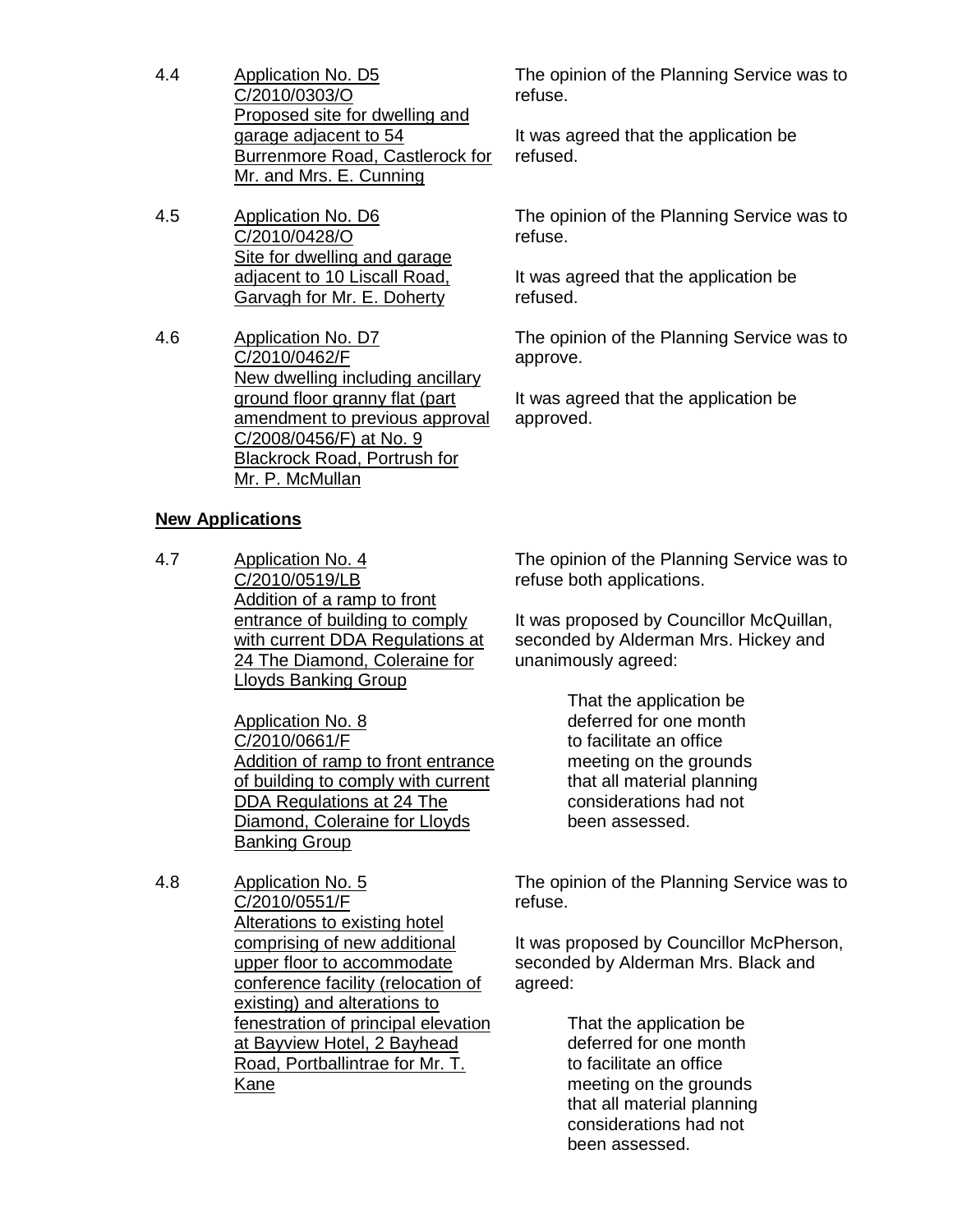4.4 Application No. D5
C/2010/0303/O
Proposed site for dwelling and garage adjacent to 54 Burrenmore Road, Castlerock for Mr. and Mrs. E. Cunning

The opinion of the Planning Service was to refuse.

It was agreed that the application be refused.

4.5 Application No. D6
C/2010/0428/O
Site for dwelling and garage adjacent to 10 Liscall Road, Garvagh for Mr. E. Doherty

The opinion of the Planning Service was to refuse.

It was agreed that the application be refused.

4.6 Application No. D7
C/2010/0462/F
New dwelling including ancillary ground floor granny flat (part amendment to previous approval C/2008/0456/F) at No. 9 Blackrock Road, Portrush for Mr. P. McMullan

The opinion of the Planning Service was to approve.

It was agreed that the application be approved.

**New Applications**

4.7 Application No. 4
C/2010/0519/LB
Addition of a ramp to front entrance of building to comply with current DDA Regulations at 24 The Diamond, Coleraine for Lloyds Banking Group

Application No. 8
C/2010/0661/F
Addition of ramp to front entrance of building to comply with current DDA Regulations at 24 The Diamond, Coleraine for Lloyds Banking Group

The opinion of the Planning Service was to refuse both applications.

It was proposed by Councillor McQuillan, seconded by Alderman Mrs. Hickey and unanimously agreed:

> That the application be deferred for one month to facilitate an office meeting on the grounds that all material planning considerations had not been assessed.

4.8 Application No. 5
C/2010/0551/F
Alterations to existing hotel comprising of new additional upper floor to accommodate conference facility (relocation of existing) and alterations to fenestration of principal elevation at Bayview Hotel, 2 Bayhead Road, Portballintrae for Mr. T. Kane

The opinion of the Planning Service was to refuse.

It was proposed by Councillor McPherson, seconded by Alderman Mrs. Black and agreed:

> That the application be deferred for one month to facilitate an office meeting on the grounds that all material planning considerations had not been assessed.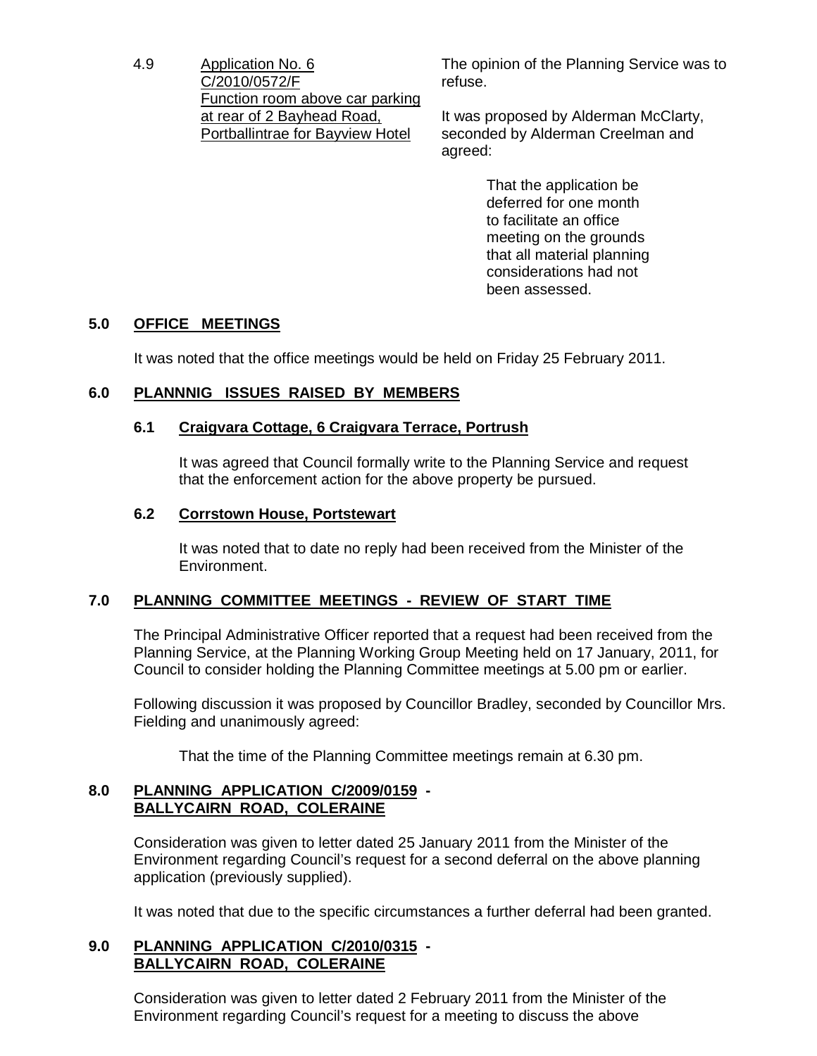4.9 Application No. 6
C/2010/0572/F
Function room above car parking at rear of 2 Bayhead Road, Portballintrae for Bayview Hotel

The opinion of the Planning Service was to refuse.

It was proposed by Alderman McClarty, seconded by Alderman Creelman and agreed:

> That the application be deferred for one month to facilitate an office meeting on the grounds that all material planning considerations had not been assessed.

## 5.0 OFFICE MEETINGS

It was noted that the office meetings would be held on Friday 25 February 2011.

## 6.0 PLANNNIG ISSUES RAISED BY MEMBERS

### 6.1 Craigvara Cottage, 6 Craigvara Terrace, Portrush

It was agreed that Council formally write to the Planning Service and request that the enforcement action for the above property be pursued.

### 6.2 Corrstown House, Portstewart

It was noted that to date no reply had been received from the Minister of the Environment.

## 7.0 PLANNING COMMITTEE MEETINGS - REVIEW OF START TIME

The Principal Administrative Officer reported that a request had been received from the Planning Service, at the Planning Working Group Meeting held on 17 January, 2011, for Council to consider holding the Planning Committee meetings at 5.00 pm or earlier.

Following discussion it was proposed by Councillor Bradley, seconded by Councillor Mrs. Fielding and unanimously agreed:

> That the time of the Planning Committee meetings remain at 6.30 pm.

## 8.0 PLANNING APPLICATION C/2009/0159 - BALLYCAIRN ROAD, COLERAINE

Consideration was given to letter dated 25 January 2011 from the Minister of the Environment regarding Council's request for a second deferral on the above planning application (previously supplied).

It was noted that due to the specific circumstances a further deferral had been granted.

## 9.0 PLANNING APPLICATION C/2010/0315 - BALLYCAIRN ROAD, COLERAINE

Consideration was given to letter dated 2 February 2011 from the Minister of the Environment regarding Council's request for a meeting to discuss the above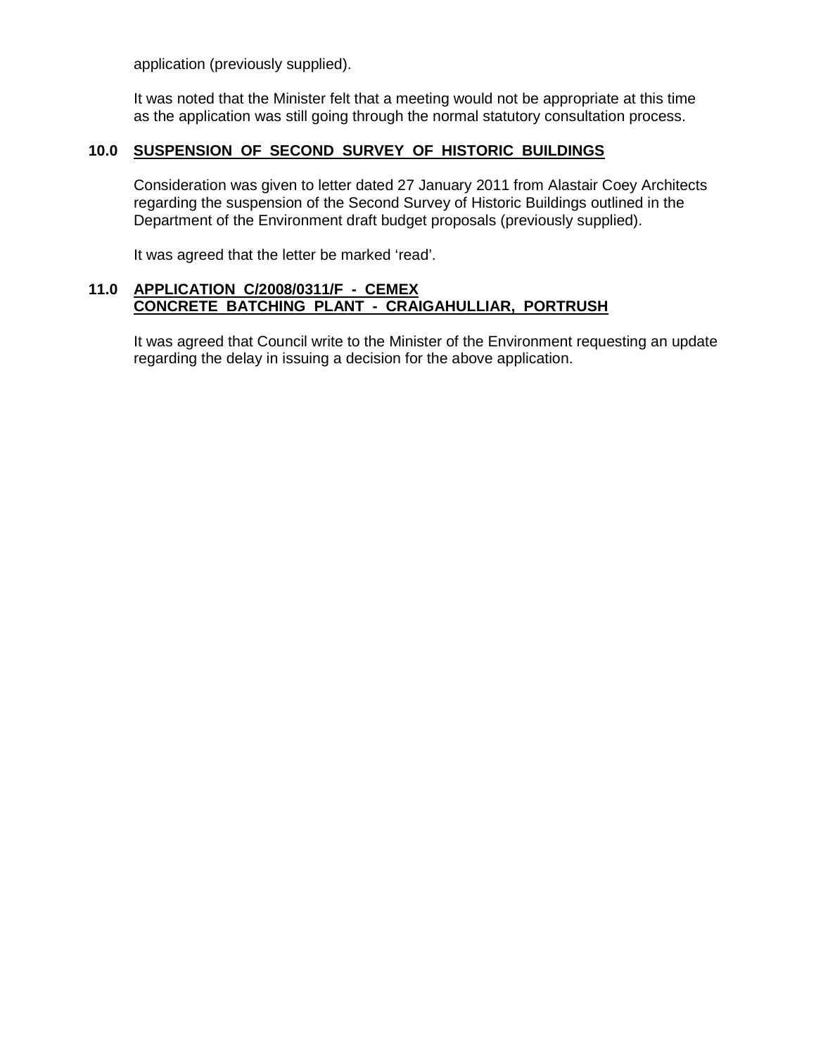application (previously supplied).

It was noted that the Minister felt that a meeting would not be appropriate at this time as the application was still going through the normal statutory consultation process.

## 10.0 SUSPENSION OF SECOND SURVEY OF HISTORIC BUILDINGS

Consideration was given to letter dated 27 January 2011 from Alastair Coey Architects regarding the suspension of the Second Survey of Historic Buildings outlined in the Department of the Environment draft budget proposals (previously supplied).

It was agreed that the letter be marked 'read'.

## 11.0 APPLICATION C/2008/0311/F - CEMEX CONCRETE BATCHING PLANT - CRAIGAHULLIAR, PORTRUSH

It was agreed that Council write to the Minister of the Environment requesting an update regarding the delay in issuing a decision for the above application.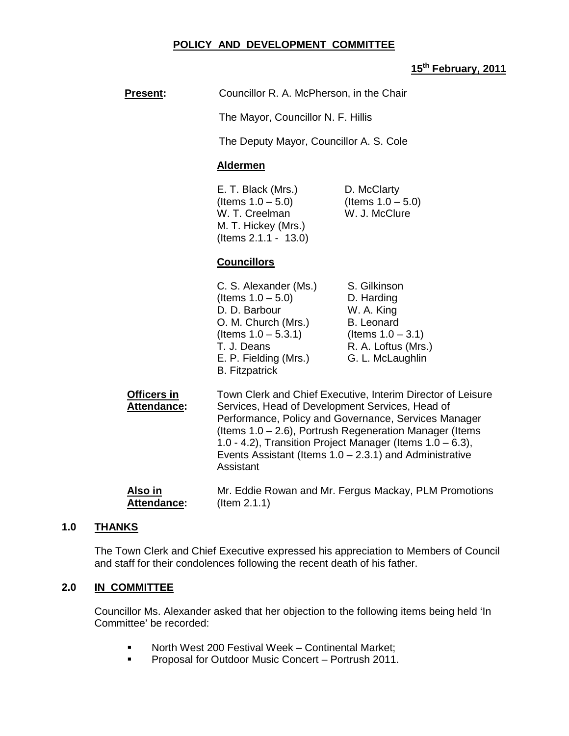# POLICY AND DEVELOPMENT COMMITTEE

**15th February, 2011**

**Present:** Councillor R. A. McPherson, in the Chair

The Mayor, Councillor N. F. Hillis

The Deputy Mayor, Councillor A. S. Cole

**Aldermen**

| | |
|---|---|
| E. T. Black (Mrs.) (Items 1.0 – 5.0) | D. McClarty (Items 1.0 – 5.0) |
| W. T. Creelman | W. J. McClure |
| M. T. Hickey (Mrs.) (Items 2.1.1 - 13.0) | |

**Councillors**

| | |
|---|---|
| C. S. Alexander (Ms.) (Items 1.0 – 5.0) | S. Gilkinson |
| D. D. Barbour | D. Harding |
| O. M. Church (Mrs.) (Items 1.0 – 5.3.1) | W. A. King |
| T. J. Deans | B. Leonard (Items 1.0 – 3.1) |
| E. P. Fielding (Mrs.) | R. A. Loftus (Mrs.) |
| B. Fitzpatrick | G. L. McLaughlin |

**Officers in Attendance:** Town Clerk and Chief Executive, Interim Director of Leisure Services, Head of Development Services, Head of Performance, Policy and Governance, Services Manager (Items 1.0 – 2.6), Portrush Regeneration Manager (Items 1.0 - 4.2), Transition Project Manager (Items 1.0 – 6.3), Events Assistant (Items 1.0 – 2.3.1) and Administrative Assistant

**Also in Attendance:** Mr. Eddie Rowan and Mr. Fergus Mackay, PLM Promotions (Item 2.1.1)

## 1.0 THANKS

The Town Clerk and Chief Executive expressed his appreciation to Members of Council and staff for their condolences following the recent death of his father.

## 2.0 IN COMMITTEE

Councillor Ms. Alexander asked that her objection to the following items being held 'In Committee' be recorded:

- North West 200 Festival Week – Continental Market;
- Proposal for Outdoor Music Concert – Portrush 2011.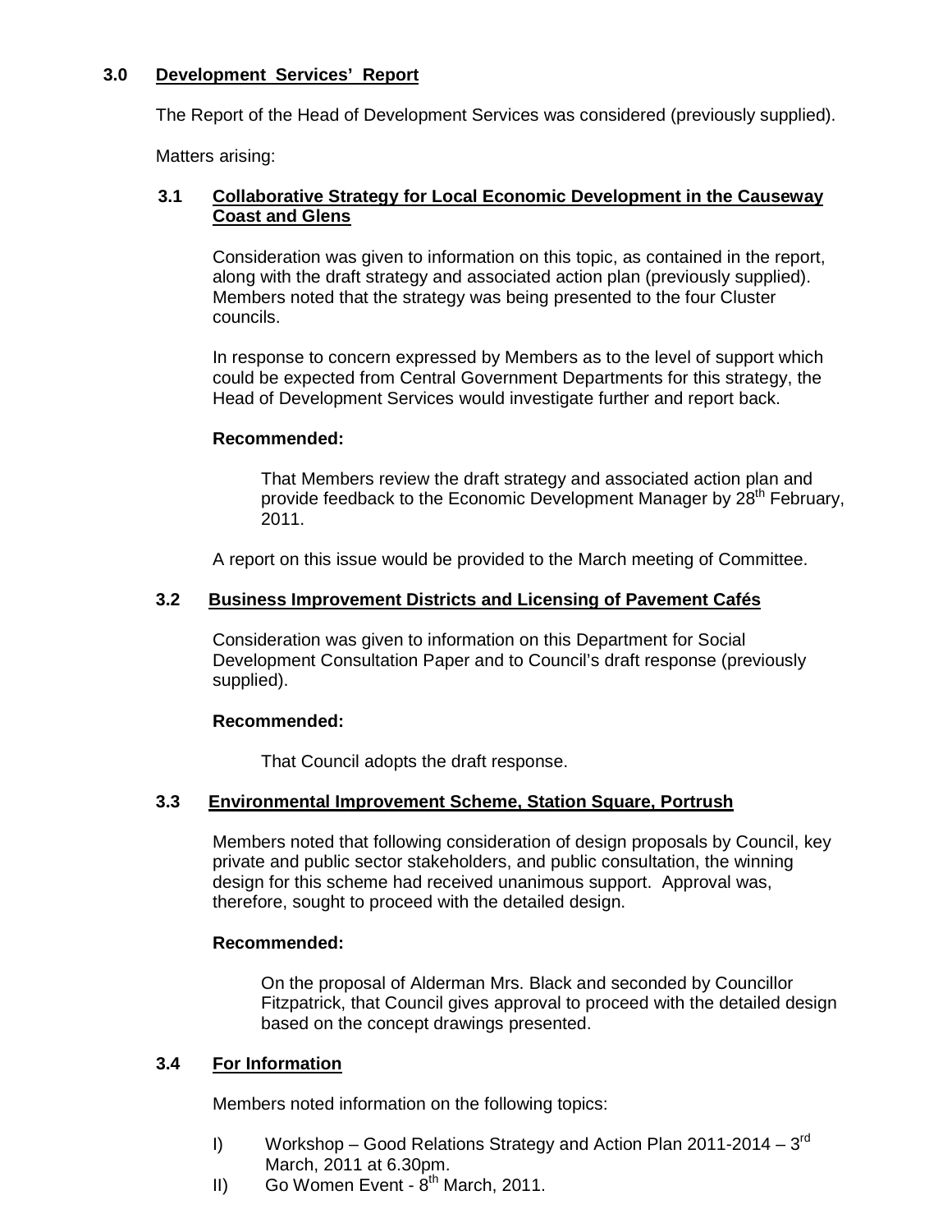## 3.0 Development Services' Report

The Report of the Head of Development Services was considered (previously supplied).

Matters arising:

### 3.1 Collaborative Strategy for Local Economic Development in the Causeway Coast and Glens

Consideration was given to information on this topic, as contained in the report, along with the draft strategy and associated action plan (previously supplied). Members noted that the strategy was being presented to the four Cluster councils.

In response to concern expressed by Members as to the level of support which could be expected from Central Government Departments for this strategy, the Head of Development Services would investigate further and report back.

**Recommended:**

That Members review the draft strategy and associated action plan and provide feedback to the Economic Development Manager by 28th February, 2011.

A report on this issue would be provided to the March meeting of Committee.

### 3.2 Business Improvement Districts and Licensing of Pavement Cafés

Consideration was given to information on this Department for Social Development Consultation Paper and to Council's draft response (previously supplied).

**Recommended:**

That Council adopts the draft response.

### 3.3 Environmental Improvement Scheme, Station Square, Portrush

Members noted that following consideration of design proposals by Council, key private and public sector stakeholders, and public consultation, the winning design for this scheme had received unanimous support. Approval was, therefore, sought to proceed with the detailed design.

**Recommended:**

On the proposal of Alderman Mrs. Black and seconded by Councillor Fitzpatrick, that Council gives approval to proceed with the detailed design based on the concept drawings presented.

### 3.4 For Information

Members noted information on the following topics:

I) Workshop – Good Relations Strategy and Action Plan 2011-2014 – 3rd March, 2011 at 6.30pm.

II) Go Women Event - 8th March, 2011.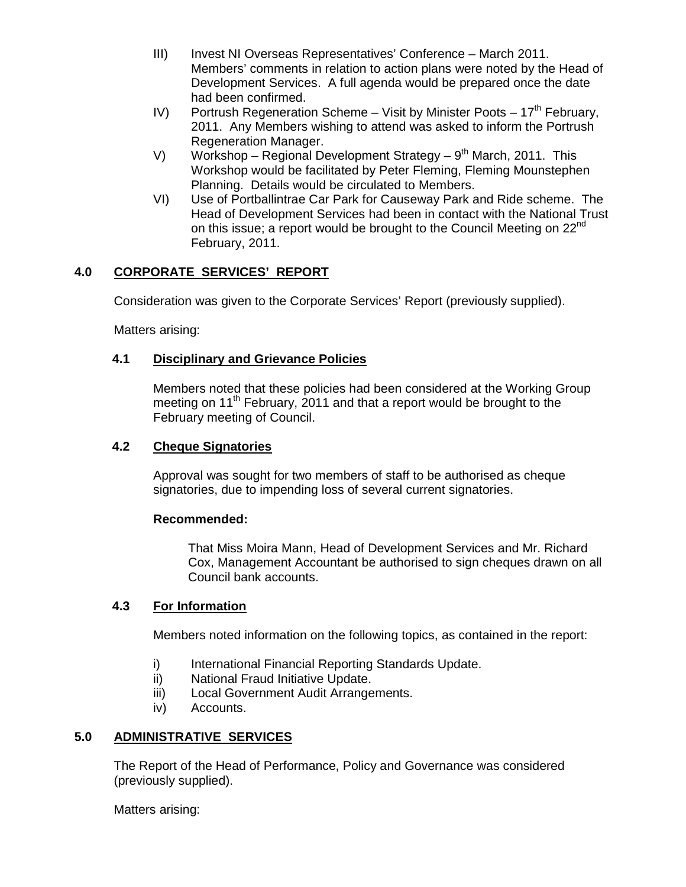III) Invest NI Overseas Representatives' Conference – March 2011. Members' comments in relation to action plans were noted by the Head of Development Services. A full agenda would be prepared once the date had been confirmed.

IV) Portrush Regeneration Scheme – Visit by Minister Poots – 17th February, 2011. Any Members wishing to attend was asked to inform the Portrush Regeneration Manager.

V) Workshop – Regional Development Strategy – 9th March, 2011. This Workshop would be facilitated by Peter Fleming, Fleming Mounstephen Planning. Details would be circulated to Members.

VI) Use of Portballintrae Car Park for Causeway Park and Ride scheme. The Head of Development Services had been in contact with the National Trust on this issue; a report would be brought to the Council Meeting on 22nd February, 2011.

## 4.0 CORPORATE SERVICES' REPORT

Consideration was given to the Corporate Services' Report (previously supplied).

Matters arising:

### 4.1 Disciplinary and Grievance Policies

Members noted that these policies had been considered at the Working Group meeting on 11th February, 2011 and that a report would be brought to the February meeting of Council.

### 4.2 Cheque Signatories

Approval was sought for two members of staff to be authorised as cheque signatories, due to impending loss of several current signatories.

**Recommended:**

That Miss Moira Mann, Head of Development Services and Mr. Richard Cox, Management Accountant be authorised to sign cheques drawn on all Council bank accounts.

### 4.3 For Information

Members noted information on the following topics, as contained in the report:

i) International Financial Reporting Standards Update.
ii) National Fraud Initiative Update.
iii) Local Government Audit Arrangements.
iv) Accounts.

## 5.0 ADMINISTRATIVE SERVICES

The Report of the Head of Performance, Policy and Governance was considered (previously supplied).

Matters arising: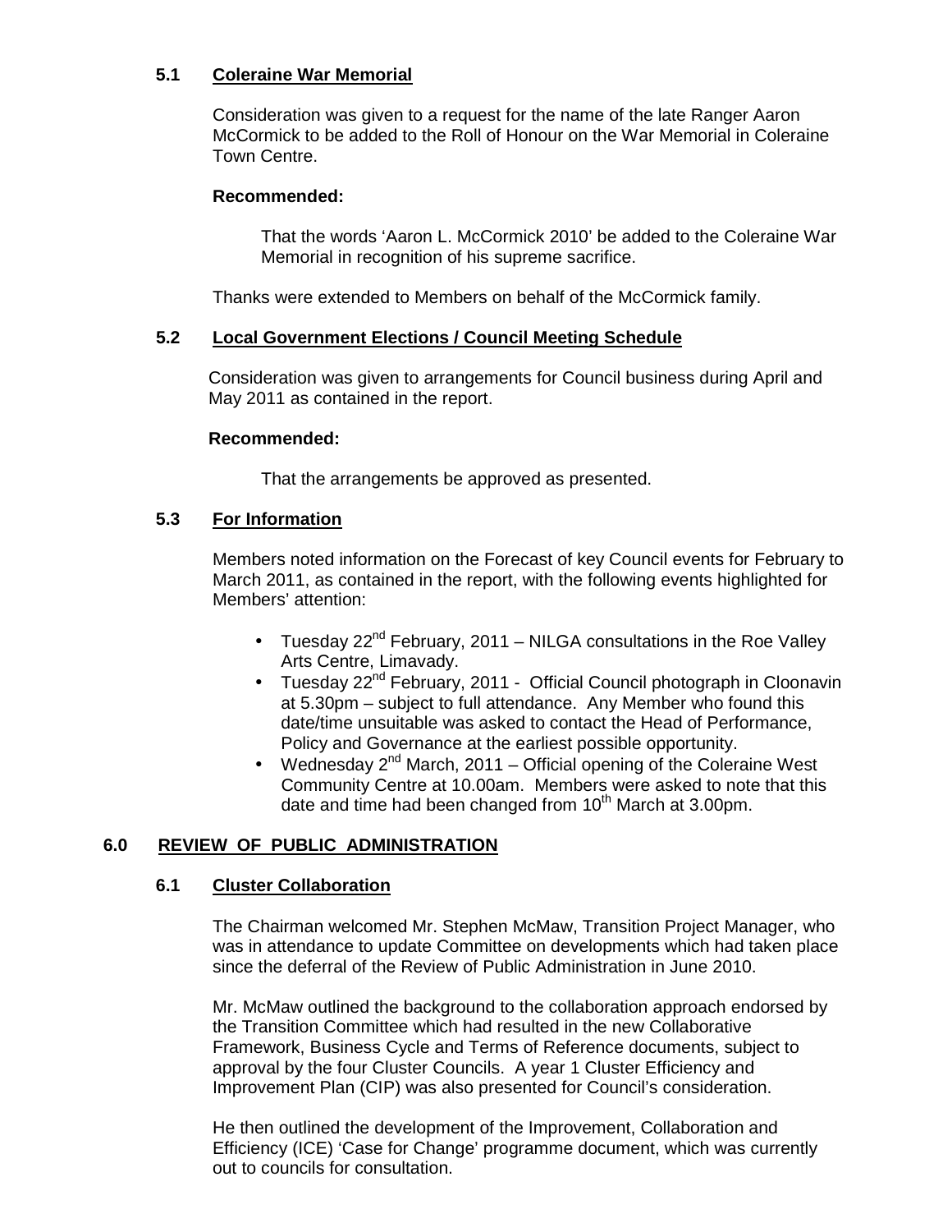### 5.1 Coleraine War Memorial

Consideration was given to a request for the name of the late Ranger Aaron McCormick to be added to the Roll of Honour on the War Memorial in Coleraine Town Centre.

**Recommended:**

That the words 'Aaron L. McCormick 2010' be added to the Coleraine War Memorial in recognition of his supreme sacrifice.

Thanks were extended to Members on behalf of the McCormick family.

### 5.2 Local Government Elections / Council Meeting Schedule

Consideration was given to arrangements for Council business during April and May 2011 as contained in the report.

**Recommended:**

That the arrangements be approved as presented.

### 5.3 For Information

Members noted information on the Forecast of key Council events for February to March 2011, as contained in the report, with the following events highlighted for Members' attention:

- Tuesday 22nd February, 2011 – NILGA consultations in the Roe Valley Arts Centre, Limavady.
- Tuesday 22nd February, 2011 - Official Council photograph in Cloonavin at 5.30pm – subject to full attendance. Any Member who found this date/time unsuitable was asked to contact the Head of Performance, Policy and Governance at the earliest possible opportunity.
- Wednesday 2nd March, 2011 – Official opening of the Coleraine West Community Centre at 10.00am. Members were asked to note that this date and time had been changed from 10th March at 3.00pm.

## 6.0 REVIEW OF PUBLIC ADMINISTRATION

### 6.1 Cluster Collaboration

The Chairman welcomed Mr. Stephen McMaw, Transition Project Manager, who was in attendance to update Committee on developments which had taken place since the deferral of the Review of Public Administration in June 2010.

Mr. McMaw outlined the background to the collaboration approach endorsed by the Transition Committee which had resulted in the new Collaborative Framework, Business Cycle and Terms of Reference documents, subject to approval by the four Cluster Councils. A year 1 Cluster Efficiency and Improvement Plan (CIP) was also presented for Council's consideration.

He then outlined the development of the Improvement, Collaboration and Efficiency (ICE) 'Case for Change' programme document, which was currently out to councils for consultation.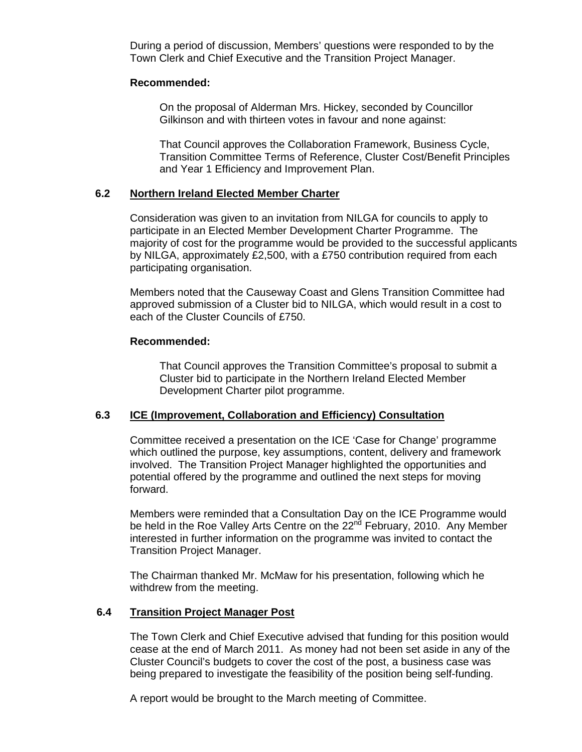During a period of discussion, Members' questions were responded to by the Town Clerk and Chief Executive and the Transition Project Manager.

**Recommended:**

On the proposal of Alderman Mrs. Hickey, seconded by Councillor Gilkinson and with thirteen votes in favour and none against:

That Council approves the Collaboration Framework, Business Cycle, Transition Committee Terms of Reference, Cluster Cost/Benefit Principles and Year 1 Efficiency and Improvement Plan.

### 6.2 Northern Ireland Elected Member Charter

Consideration was given to an invitation from NILGA for councils to apply to participate in an Elected Member Development Charter Programme. The majority of cost for the programme would be provided to the successful applicants by NILGA, approximately £2,500, with a £750 contribution required from each participating organisation.

Members noted that the Causeway Coast and Glens Transition Committee had approved submission of a Cluster bid to NILGA, which would result in a cost to each of the Cluster Councils of £750.

**Recommended:**

That Council approves the Transition Committee's proposal to submit a Cluster bid to participate in the Northern Ireland Elected Member Development Charter pilot programme.

### 6.3 ICE (Improvement, Collaboration and Efficiency) Consultation

Committee received a presentation on the ICE 'Case for Change' programme which outlined the purpose, key assumptions, content, delivery and framework involved. The Transition Project Manager highlighted the opportunities and potential offered by the programme and outlined the next steps for moving forward.

Members were reminded that a Consultation Day on the ICE Programme would be held in the Roe Valley Arts Centre on the 22nd February, 2010. Any Member interested in further information on the programme was invited to contact the Transition Project Manager.

The Chairman thanked Mr. McMaw for his presentation, following which he withdrew from the meeting.

### 6.4 Transition Project Manager Post

The Town Clerk and Chief Executive advised that funding for this position would cease at the end of March 2011. As money had not been set aside in any of the Cluster Council's budgets to cover the cost of the post, a business case was being prepared to investigate the feasibility of the position being self-funding.

A report would be brought to the March meeting of Committee.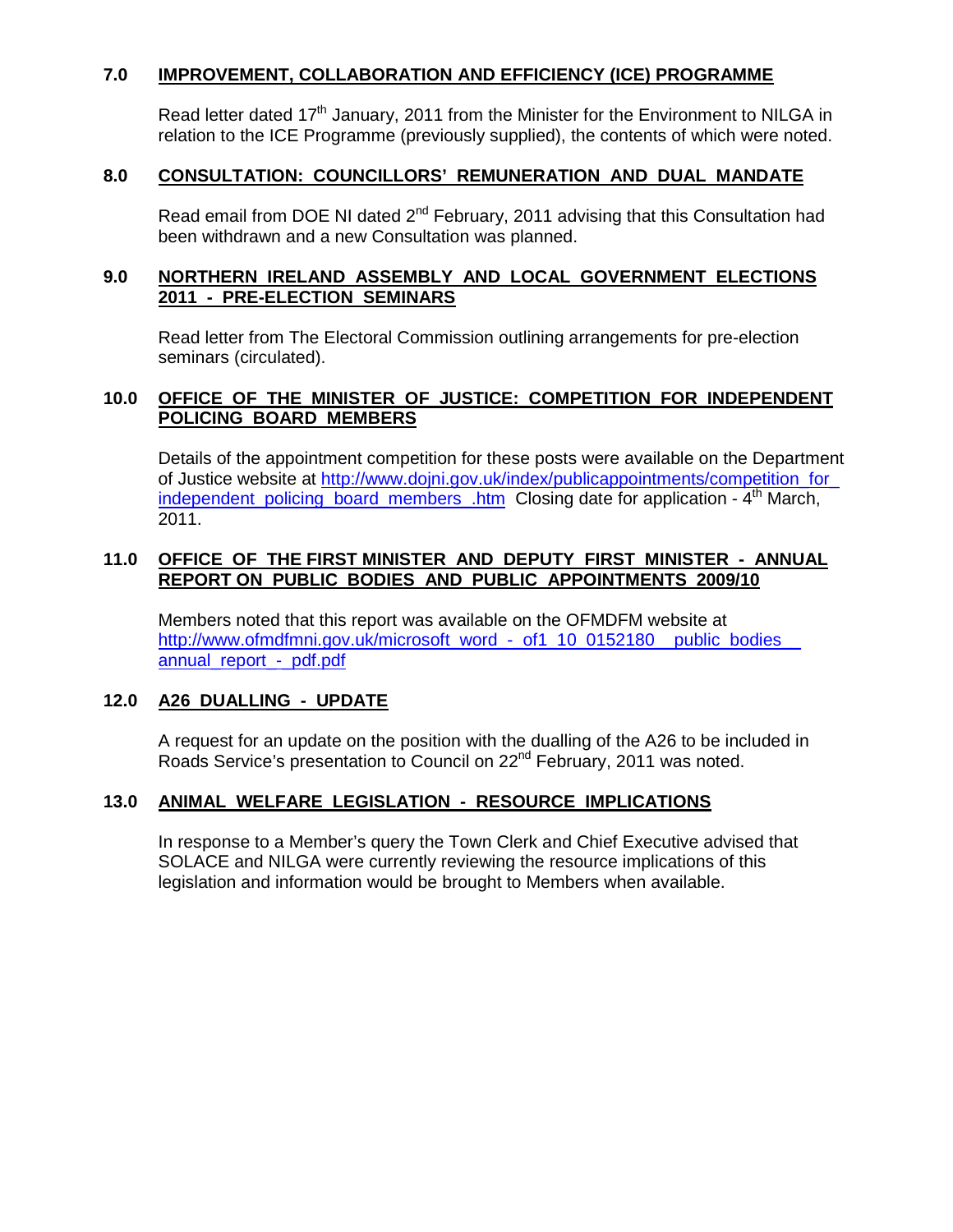**7.0 IMPROVEMENT, COLLABORATION AND EFFICIENCY (ICE) PROGRAMME**

Read letter dated 17th January, 2011 from the Minister for the Environment to NILGA in relation to the ICE Programme (previously supplied), the contents of which were noted.

**8.0 CONSULTATION: COUNCILLORS' REMUNERATION AND DUAL MANDATE**

Read email from DOE NI dated 2nd February, 2011 advising that this Consultation had been withdrawn and a new Consultation was planned.

**9.0 NORTHERN IRELAND ASSEMBLY AND LOCAL GOVERNMENT ELECTIONS 2011 - PRE-ELECTION SEMINARS**

Read letter from The Electoral Commission outlining arrangements for pre-election seminars (circulated).

**10.0 OFFICE OF THE MINISTER OF JUSTICE: COMPETITION FOR INDEPENDENT POLICING BOARD MEMBERS**

Details of the appointment competition for these posts were available on the Department of Justice website at http://www.dojni.gov.uk/index/publicappointments/competition_for_independent_policing_board_members_.htm Closing date for application - 4th March, 2011.

**11.0 OFFICE OF THE FIRST MINISTER AND DEPUTY FIRST MINISTER - ANNUAL REPORT ON PUBLIC BODIES AND PUBLIC APPOINTMENTS 2009/10**

Members noted that this report was available on the OFMDFM website at http://www.ofmdfmni.gov.uk/microsoft_word_-_of1_10_0152180__public_bodies__annual_report_-_pdf.pdf

**12.0 A26 DUALLING - UPDATE**

A request for an update on the position with the dualling of the A26 to be included in Roads Service's presentation to Council on 22nd February, 2011 was noted.

**13.0 ANIMAL WELFARE LEGISLATION - RESOURCE IMPLICATIONS**

In response to a Member's query the Town Clerk and Chief Executive advised that SOLACE and NILGA were currently reviewing the resource implications of this legislation and information would be brought to Members when available.